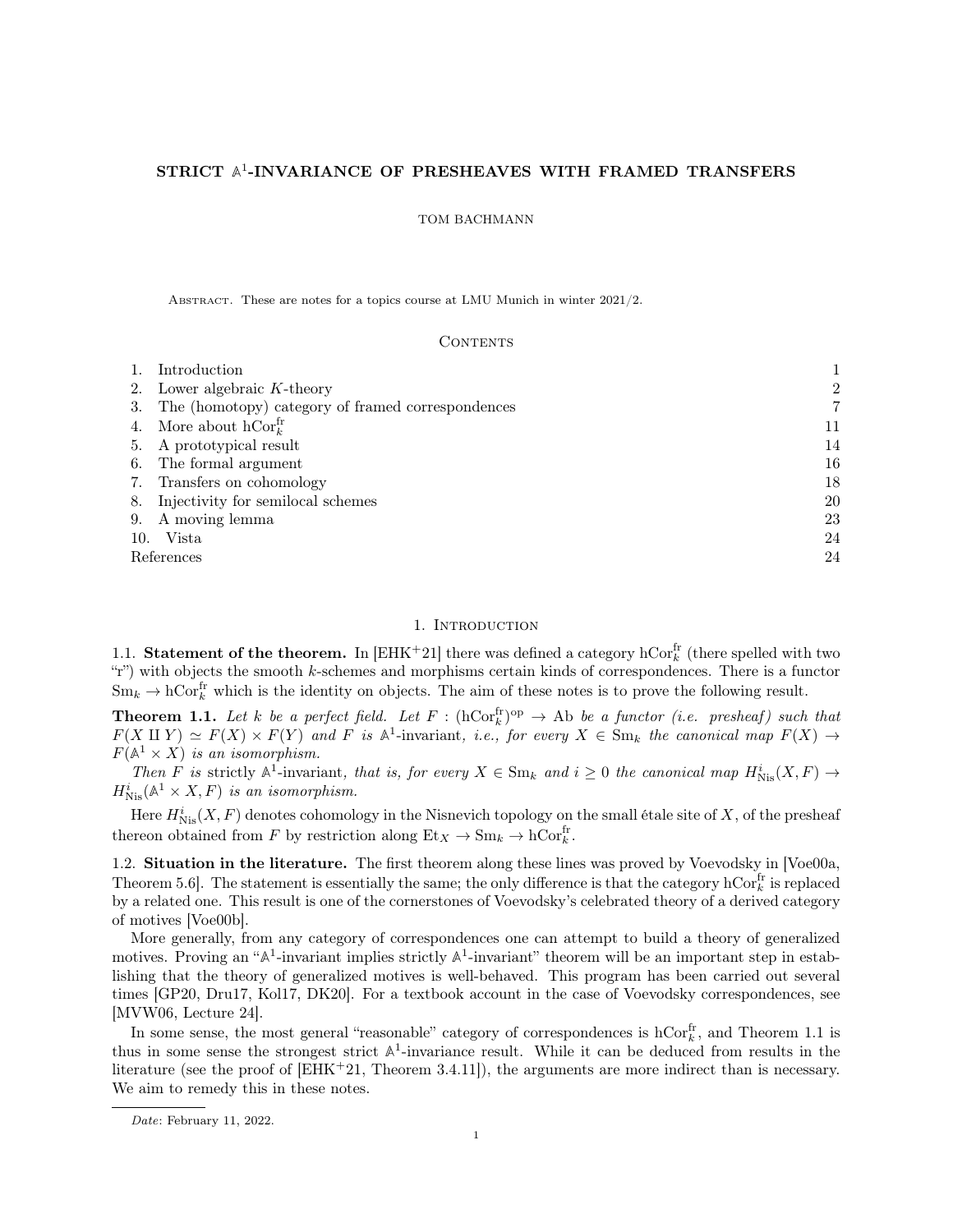# STRICT $\mathbb{A}^1$-INVARIANCE OF PRESHEAVES WITH FRAMED TRANSFERS

TOM BACHMANN

Abstract. These are notes for a topics course at LMU Munich in winter 2021/2.

## Contents

| | |
|---|---|
| 1. Introduction | 1 |
| 2. Lower algebraic $K$-theory | 2 |
| 3. The (homotopy) category of framed correspondences | 7 |
| 4. More about $\mathrm{hCor}_k^{\mathrm{fr}}$ | 11 |
| 5. A prototypical result | 14 |
| 6. The formal argument | 16 |
| 7. Transfers on cohomology | 18 |
| 8. Injectivity for semilocal schemes | 20 |
| 9. A moving lemma | 23 |
| 10. Vista | 24 |
| References | 24 |

## 1. Introduction

**1.1. Statement of the theorem.** In [EHK+21] there was defined a category $\mathrm{hCor}_k^{\mathrm{fr}}$ (there spelled with two "r") with objects the smooth $k$-schemes and morphisms certain kinds of correspondences. There is a functor $\mathrm{Sm}_k \to \mathrm{hCor}_k^{\mathrm{fr}}$ which is the identity on objects. The aim of these notes is to prove the following result.

**Theorem 1.1.** *Let $k$ be a perfect field. Let $F : (\mathrm{hCor}_k^{\mathrm{fr}})^{\mathrm{op}} \to \mathrm{Ab}$ be a functor (i.e. presheaf) such that $F(X \amalg Y) \simeq F(X) \times F(Y)$ and $F$ is* $\mathbb{A}^1$-invariant*, i.e., for every $X \in \mathrm{Sm}_k$ the canonical map $F(X) \to F(\mathbb{A}^1 \times X)$ is an isomorphism.*

*Then $F$ is* strictly $\mathbb{A}^1$-invariant*, that is, for every $X \in \mathrm{Sm}_k$ and $i \geq 0$ the canonical map $H^i_{\mathrm{Nis}}(X, F) \to H^i_{\mathrm{Nis}}(\mathbb{A}^1 \times X, F)$ is an isomorphism.*

Here $H^i_{\mathrm{Nis}}(X, F)$ denotes cohomology in the Nisnevich topology on the small étale site of $X$, of the presheaf thereon obtained from $F$ by restriction along $\mathrm{Et}_X \to \mathrm{Sm}_k \to \mathrm{hCor}_k^{\mathrm{fr}}$.

**1.2. Situation in the literature.** The first theorem along these lines was proved by Voevodsky in [Voe00a, Theorem 5.6]. The statement is essentially the same; the only difference is that the category $\mathrm{hCor}_k^{\mathrm{fr}}$ is replaced by a related one. This result is one of the cornerstones of Voevodsky's celebrated theory of a derived category of motives [Voe00b].

More generally, from any category of correspondences one can attempt to build a theory of generalized motives. Proving an "$\mathbb{A}^1$-invariant implies strictly $\mathbb{A}^1$-invariant" theorem will be an important step in establishing that the theory of generalized motives is well-behaved. This program has been carried out several times [GP20, Dru17, Kol17, DK20]. For a textbook account in the case of Voevodsky correspondences, see [MVW06, Lecture 24].

In some sense, the most general "reasonable" category of correspondences is $\mathrm{hCor}_k^{\mathrm{fr}}$, and Theorem 1.1 is thus in some sense the strongest strict $\mathbb{A}^1$-invariance result. While it can be deduced from results in the literature (see the proof of [EHK+21, Theorem 3.4.11]), the arguments are more indirect than is necessary. We aim to remedy this in these notes.

---

*Date*: February 11, 2022.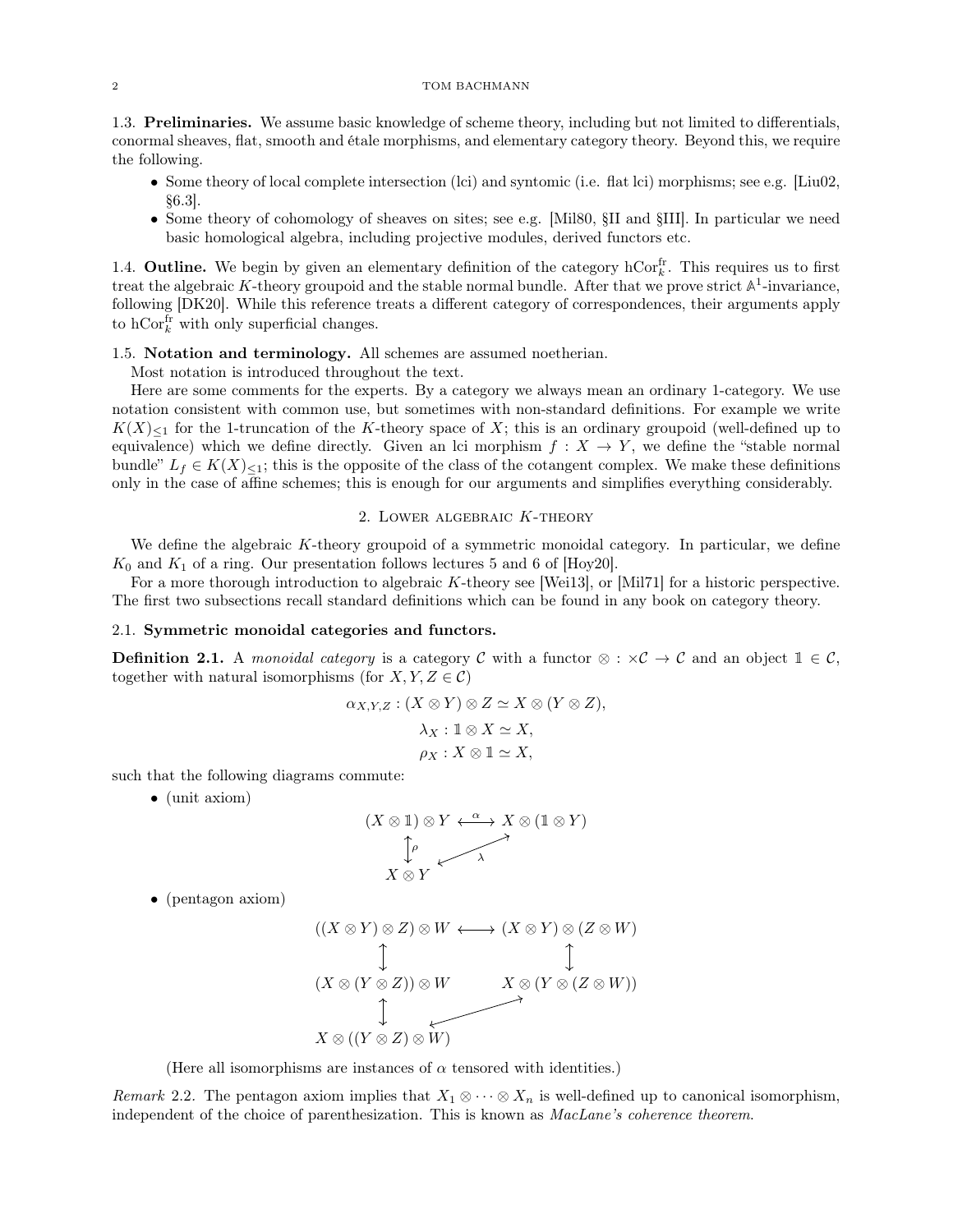**1.3. Preliminaries.** We assume basic knowledge of scheme theory, including but not limited to differentials, conormal sheaves, flat, smooth and étale morphisms, and elementary category theory. Beyond this, we require the following.

- Some theory of local complete intersection (lci) and syntomic (i.e. flat lci) morphisms; see e.g. [Liu02, §6.3].
- Some theory of cohomology of sheaves on sites; see e.g. [Mil80, §II and §III]. In particular we need basic homological algebra, including projective modules, derived functors etc.

**1.4. Outline.** We begin by given an elementary definition of the category $\mathrm{hCor}_k^{\mathrm{fr}}$. This requires us to first treat the algebraic $K$-theory groupoid and the stable normal bundle. After that we prove strict $\mathbb{A}^1$-invariance, following [DK20]. While this reference treats a different category of correspondences, their arguments apply to $\mathrm{hCor}_k^{\mathrm{fr}}$ with only superficial changes.

**1.5. Notation and terminology.** All schemes are assumed noetherian.

Most notation is introduced throughout the text.

Here are some comments for the experts. By a category we always mean an ordinary 1-category. We use notation consistent with common use, but sometimes with non-standard definitions. For example we write $K(X)_{\le 1}$ for the 1-truncation of the $K$-theory space of $X$; this is an ordinary groupoid (well-defined up to equivalence) which we define directly. Given an lci morphism $f : X \to Y$, we define the "stable normal bundle" $L_f \in K(X)_{\le 1}$; this is the opposite of the class of the cotangent complex. We make these definitions only in the case of affine schemes; this is enough for our arguments and simplifies everything considerably.

## 2. Lower algebraic $K$-theory

We define the algebraic $K$-theory groupoid of a symmetric monoidal category. In particular, we define $K_0$ and $K_1$ of a ring. Our presentation follows lectures 5 and 6 of [Hoy20].

For a more thorough introduction to algebraic $K$-theory see [Wei13], or [Mil71] for a historic perspective. The first two subsections recall standard definitions which can be found in any book on category theory.

### 2.1. Symmetric monoidal categories and functors.

**Definition 2.1.** A *monoidal category* is a category $\mathcal{C}$ with a functor $\otimes : \times\mathcal{C} \to \mathcal{C}$ and an object $\mathbb{1} \in \mathcal{C}$, together with natural isomorphisms (for $X, Y, Z \in \mathcal{C}$)

$$\alpha_{X,Y,Z} : (X \otimes Y) \otimes Z \simeq X \otimes (Y \otimes Z),$$
$$\lambda_X : \mathbb{1} \otimes X \simeq X,$$
$$\rho_X : X \otimes \mathbb{1} \simeq X,$$

such that the following diagrams commute:

- (unit axiom)

$$\begin{array}{ccc} (X \otimes \mathbb{1}) \otimes Y & \xleftrightarrow{\alpha} & X \otimes (\mathbb{1} \otimes Y) \\ \updownarrow{\scriptstyle\rho} & \swarrow_{\lambda} & \\ X \otimes Y & & \end{array}$$

- (pentagon axiom)

$$\begin{array}{ccc} ((X \otimes Y) \otimes Z) \otimes W & \longleftrightarrow & (X \otimes Y) \otimes (Z \otimes W) \\ \updownarrow & & \updownarrow \\ (X \otimes (Y \otimes Z)) \otimes W & & X \otimes (Y \otimes (Z \otimes W)) \\ \updownarrow & \nearrow & \\ X \otimes ((Y \otimes Z) \otimes W) & & \end{array}$$

(Here all isomorphisms are instances of $\alpha$ tensored with identities.)

*Remark* 2.2. The pentagon axiom implies that $X_1 \otimes \cdots \otimes X_n$ is well-defined up to canonical isomorphism, independent of the choice of parenthesization. This is known as *MacLane's coherence theorem*.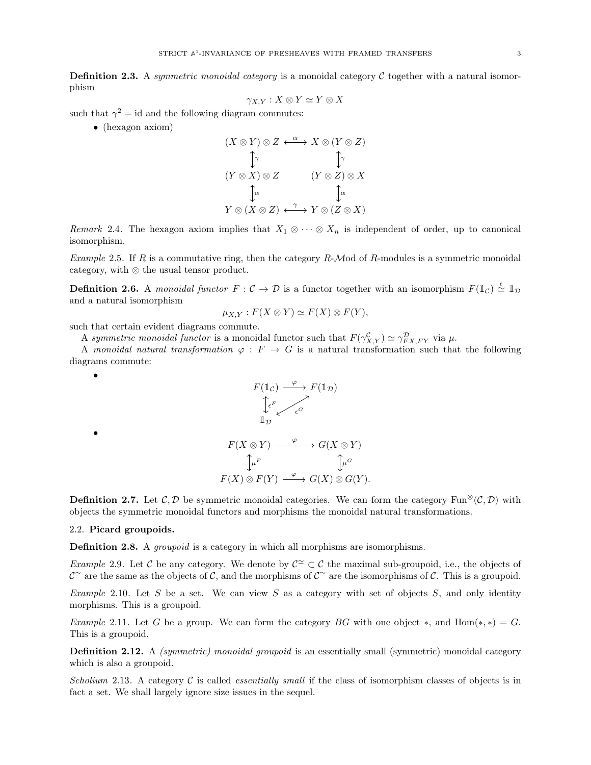**Definition 2.3.** A *symmetric monoidal category* is a monoidal category $\mathcal{C}$ together with a natural isomorphism

$$\gamma_{X,Y} : X \otimes Y \simeq Y \otimes X$$

such that $\gamma^2 = \mathrm{id}$ and the following diagram commutes:

- (hexagon axiom)

$$\begin{array}{ccc}
(X \otimes Y) \otimes Z & \xleftrightarrow{\alpha} & X \otimes (Y \otimes Z) \\
\updownarrow \gamma & & \updownarrow \gamma \\
(Y \otimes X) \otimes Z & & (Y \otimes Z) \otimes X \\
\updownarrow \alpha & & \updownarrow \alpha \\
Y \otimes (X \otimes Z) & \xleftrightarrow{\gamma} & Y \otimes (Z \otimes X)
\end{array}$$

*Remark* 2.4. The hexagon axiom implies that $X_1 \otimes \cdots \otimes X_n$ is independent of order, up to canonical isomorphism.

*Example* 2.5. If $R$ is a commutative ring, then the category $R$-$\mathcal{M}$od of $R$-modules is a symmetric monoidal category, with $\otimes$ the usual tensor product.

**Definition 2.6.** A *monoidal functor* $F : \mathcal{C} \to \mathcal{D}$ is a functor together with an isomorphism $F(\mathbb{1}_\mathcal{C}) \overset{\epsilon}{\simeq} \mathbb{1}_\mathcal{D}$ and a natural isomorphism

$$\mu_{X,Y} : F(X \otimes Y) \simeq F(X) \otimes F(Y),$$

such that certain evident diagrams commute.

A *symmetric monoidal functor* is a monoidal functor such that $F(\gamma^\mathcal{C}_{X,Y}) \simeq \gamma^\mathcal{D}_{FX,FY}$ via $\mu$.

A *monoidal natural transformation* $\varphi : F \to G$ is a natural transformation such that the following diagrams commute:

- $$\begin{array}{ccc}
F(\mathbb{1}_\mathcal{C}) & \xrightarrow{\varphi} & F(\mathbb{1}_\mathcal{D}) \\
\updownarrow \epsilon^F & \swarrow \epsilon^G & \\
\mathbb{1}_\mathcal{D} & &
\end{array}$$

- $$\begin{array}{ccc}
F(X \otimes Y) & \xrightarrow{\varphi} & G(X \otimes Y) \\
\updownarrow \mu^F & & \updownarrow \mu^G \\
F(X) \otimes F(Y) & \xrightarrow{\varphi} & G(X) \otimes G(Y).
\end{array}$$

**Definition 2.7.** Let $\mathcal{C}, \mathcal{D}$ be symmetric monoidal categories. We can form the category $\mathrm{Fun}^\otimes(\mathcal{C}, \mathcal{D})$ with objects the symmetric monoidal functors and morphisms the monoidal natural transformations.

## 2.2. Picard groupoids.

**Definition 2.8.** A *groupoid* is a category in which all morphisms are isomorphisms.

*Example* 2.9. Let $\mathcal{C}$ be any category. We denote by $\mathcal{C}^\simeq \subset \mathcal{C}$ the maximal sub-groupoid, i.e., the objects of $\mathcal{C}^\simeq$ are the same as the objects of $\mathcal{C}$, and the morphisms of $\mathcal{C}^\simeq$ are the isomorphisms of $\mathcal{C}$. This is a groupoid.

*Example* 2.10. Let $S$ be a set. We can view $S$ as a category with set of objects $S$, and only identity morphisms. This is a groupoid.

*Example* 2.11. Let $G$ be a group. We can form the category $BG$ with one object $*$, and $\mathrm{Hom}(*, *) = G$. This is a groupoid.

**Definition 2.12.** A *(symmetric) monoidal groupoid* is an essentially small (symmetric) monoidal category which is also a groupoid.

*Scholium* 2.13. A category $\mathcal{C}$ is called *essentially small* if the class of isomorphism classes of objects is in fact a set. We shall largely ignore size issues in the sequel.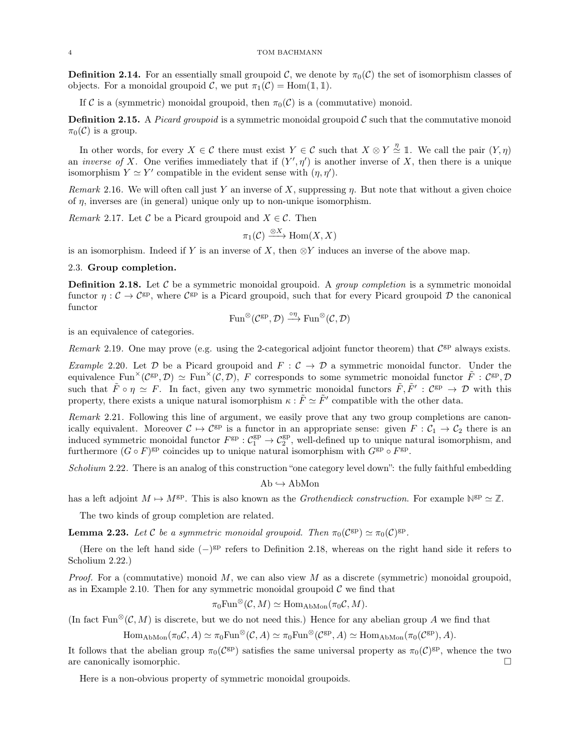**Definition 2.14.** For an essentially small groupoid $\mathcal{C}$, we denote by $\pi_0(\mathcal{C})$ the set of isomorphism classes of objects. For a monoidal groupoid $\mathcal{C}$, we put $\pi_1(\mathcal{C}) = \mathrm{Hom}(\mathbb{1}, \mathbb{1})$.

If $\mathcal{C}$ is a (symmetric) monoidal groupoid, then $\pi_0(\mathcal{C})$ is a (commutative) monoid.

**Definition 2.15.** A *Picard groupoid* is a symmetric monoidal groupoid $\mathcal{C}$ such that the commutative monoid $\pi_0(\mathcal{C})$ is a group.

In other words, for every $X \in \mathcal{C}$ there must exist $Y \in \mathcal{C}$ such that $X \otimes Y \overset{\eta}{\simeq} \mathbb{1}$. We call the pair $(Y, \eta)$ an *inverse of* $X$. One verifies immediately that if $(Y', \eta')$ is another inverse of $X$, then there is a unique isomorphism $Y \simeq Y'$ compatible in the evident sense with $(\eta, \eta')$.

*Remark* 2.16. We will often call just $Y$ an inverse of $X$, suppressing $\eta$. But note that without a given choice of $\eta$, inverses are (in general) unique only up to non-unique isomorphism.

*Remark* 2.17. Let $\mathcal{C}$ be a Picard groupoid and $X \in \mathcal{C}$. Then

$$\pi_1(\mathcal{C}) \xrightarrow{\otimes X} \mathrm{Hom}(X, X)$$

is an isomorphism. Indeed if $Y$ is an inverse of $X$, then $\otimes Y$ induces an inverse of the above map.

## 2.3. Group completion.

**Definition 2.18.** Let $\mathcal{C}$ be a symmetric monoidal groupoid. A *group completion* is a symmetric monoidal functor $\eta : \mathcal{C} \to \mathcal{C}^{\mathrm{gp}}$, where $\mathcal{C}^{\mathrm{gp}}$ is a Picard groupoid, such that for every Picard groupoid $\mathcal{D}$ the canonical functor

$$\mathrm{Fun}^{\otimes}(\mathcal{C}^{\mathrm{gp}}, \mathcal{D}) \xrightarrow{\circ \eta} \mathrm{Fun}^{\otimes}(\mathcal{C}, \mathcal{D})$$

is an equivalence of categories.

*Remark* 2.19. One may prove (e.g. using the 2-categorical adjoint functor theorem) that $\mathcal{C}^{\mathrm{gp}}$ always exists.

*Example* 2.20. Let $\mathcal{D}$ be a Picard groupoid and $F : \mathcal{C} \to \mathcal{D}$ a symmetric monoidal functor. Under the equivalence $\mathrm{Fun}^{\times}(\mathcal{C}^{\mathrm{gp}}, \mathcal{D}) \simeq \mathrm{Fun}^{\times}(\mathcal{C}, \mathcal{D})$, $F$ corresponds to some symmetric monoidal functor $\tilde{F} : \mathcal{C}^{\mathrm{gp}}, \mathcal{D}$ such that $\tilde{F} \circ \eta \simeq F$. In fact, given any two symmetric monoidal functors $\tilde{F}, \tilde{F}' : \mathcal{C}^{\mathrm{gp}} \to \mathcal{D}$ with this property, there exists a unique natural isomorphism $\kappa : \tilde{F} \simeq \tilde{F}'$ compatible with the other data.

*Remark* 2.21. Following this line of argument, we easily prove that any two group completions are canonically equivalent. Moreover $\mathcal{C} \mapsto \mathcal{C}^{\mathrm{gp}}$ is a functor in an appropriate sense: given $F : \mathcal{C}_1 \to \mathcal{C}_2$ there is an induced symmetric monoidal functor $F^{\mathrm{gp}} : \mathcal{C}_1^{\mathrm{gp}} \to \mathcal{C}_2^{\mathrm{gp}}$, well-defined up to unique natural isomorphism, and furthermore $(G \circ F)^{\mathrm{gp}}$ coincides up to unique natural isomorphism with $G^{\mathrm{gp}} \circ F^{\mathrm{gp}}$.

*Scholium* 2.22. There is an analog of this construction "one category level down": the fully faithful embedding

$$\mathrm{Ab} \hookrightarrow \mathrm{AbMon}$$

has a left adjoint $M \mapsto M^{\mathrm{gp}}$. This is also known as the *Grothendieck construction*. For example $\mathbb{N}^{\mathrm{gp}} \simeq \mathbb{Z}$.

The two kinds of group completion are related.

**Lemma 2.23.** *Let $\mathcal{C}$ be a symmetric monoidal groupoid. Then $\pi_0(\mathcal{C}^{\mathrm{gp}}) \simeq \pi_0(\mathcal{C})^{\mathrm{gp}}$.*

(Here on the left hand side $(-)^{\mathrm{gp}}$ refers to Definition 2.18, whereas on the right hand side it refers to Scholium 2.22.)

*Proof.* For a (commutative) monoid $M$, we can also view $M$ as a discrete (symmetric) monoidal groupoid, as in Example 2.10. Then for any symmetric monoidal groupoid $\mathcal{C}$ we find that

$$\pi_0 \mathrm{Fun}^{\otimes}(\mathcal{C}, M) \simeq \mathrm{Hom}_{\mathrm{AbMon}}(\pi_0 \mathcal{C}, M).$$

(In fact $\mathrm{Fun}^{\otimes}(\mathcal{C}, M)$ is discrete, but we do not need this.) Hence for any abelian group $A$ we find that

$$\mathrm{Hom}_{\mathrm{AbMon}}(\pi_0 \mathcal{C}, A) \simeq \pi_0 \mathrm{Fun}^{\otimes}(\mathcal{C}, A) \simeq \pi_0 \mathrm{Fun}^{\otimes}(\mathcal{C}^{\mathrm{gp}}, A) \simeq \mathrm{Hom}_{\mathrm{AbMon}}(\pi_0(\mathcal{C}^{\mathrm{gp}}), A).$$

It follows that the abelian group $\pi_0(\mathcal{C}^{\mathrm{gp}})$ satisfies the same universal property as $\pi_0(\mathcal{C})^{\mathrm{gp}}$, whence the two are canonically isomorphic. $\square$

Here is a non-obvious property of symmetric monoidal groupoids.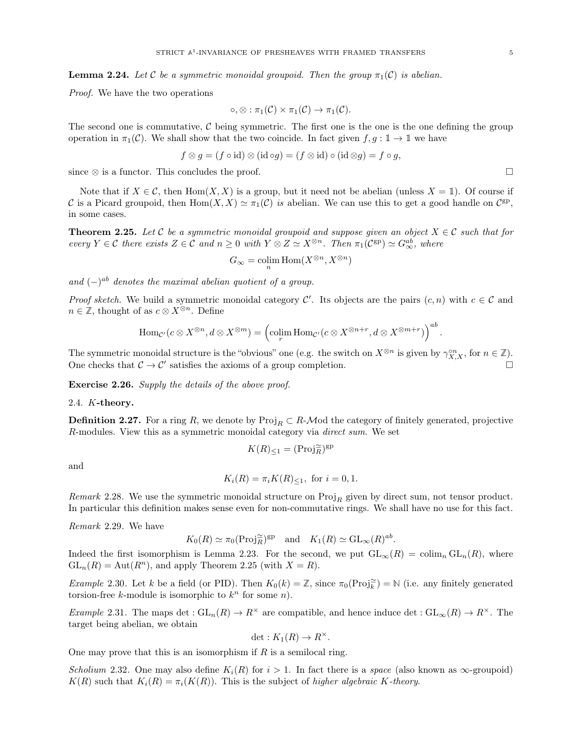**Lemma 2.24.** *Let $\mathcal{C}$ be a symmetric monoidal groupoid. Then the group $\pi_1(\mathcal{C})$ is abelian.*

*Proof.* We have the two operations

$$\circ, \otimes : \pi_1(\mathcal{C}) \times \pi_1(\mathcal{C}) \to \pi_1(\mathcal{C}).$$

The second one is commutative, $\mathcal{C}$ being symmetric. The first one is the one is the one defining the group operation in $\pi_1(\mathcal{C})$. We shall show that the two coincide. In fact given $f, g : \mathbb{1} \to \mathbb{1}$ we have

$$f \otimes g = (f \circ \mathrm{id}) \otimes (\mathrm{id} \circ g) = (f \otimes \mathrm{id}) \circ (\mathrm{id} \otimes g) = f \circ g,$$

since $\otimes$ is a functor. This concludes the proof. $\square$

Note that if $X \in \mathcal{C}$, then $\mathrm{Hom}(X, X)$ is a group, but it need not be abelian (unless $X = \mathbb{1}$). Of course if $\mathcal{C}$ is a Picard groupoid, then $\mathrm{Hom}(X, X) \simeq \pi_1(\mathcal{C})$ *is* abelian. We can use this to get a good handle on $\mathcal{C}^{\mathrm{gp}}$, in some cases.

**Theorem 2.25.** *Let $\mathcal{C}$ be a symmetric monoidal groupoid and suppose given an object $X \in \mathcal{C}$ such that for every $Y \in \mathcal{C}$ there exists $Z \in \mathcal{C}$ and $n \geq 0$ with $Y \otimes Z \simeq X^{\otimes n}$. Then $\pi_1(\mathcal{C}^{\mathrm{gp}}) \simeq G_\infty^{ab}$, where*

$$G_\infty = \operatorname*{colim}_n \mathrm{Hom}(X^{\otimes n}, X^{\otimes n})$$

*and $(-)^{ab}$ denotes the maximal abelian quotient of a group.*

*Proof sketch.* We build a symmetric monoidal category $\mathcal{C}'$. Its objects are the pairs $(c, n)$ with $c \in \mathcal{C}$ and $n \in \mathbb{Z}$, thought of as $c \otimes X^{\otimes n}$. Define

$$\mathrm{Hom}_{\mathcal{C}'}(c \otimes X^{\otimes n}, d \otimes X^{\otimes m}) = \left( \operatorname*{colim}_r \mathrm{Hom}_{\mathcal{C}'}(c \otimes X^{\otimes n+r}, d \otimes X^{\otimes m+r}) \right)^{ab}.$$

The symmetric monoidal structure is the "obvious" one (e.g. the switch on $X^{\otimes n}$ is given by $\gamma_{X,X}^{\circ n}$, for $n \in \mathbb{Z}$). One checks that $\mathcal{C} \to \mathcal{C}'$ satisfies the axioms of a group completion. $\square$

**Exercise 2.26.** *Supply the details of the above proof.*

### 2.4. $K$-theory.

**Definition 2.27.** For a ring $R$, we denote by $\mathrm{Proj}_R \subset R\text{-}\mathcal{M}\mathrm{od}$ the category of finitely generated, projective $R$-modules. View this as a symmetric monoidal category via *direct sum*. We set

$$K(R)_{\leq 1} = (\mathrm{Proj}_R^{\simeq})^{\mathrm{gp}}$$

and

$$K_i(R) = \pi_i K(R)_{\leq 1}, \text{ for } i = 0, 1.$$

*Remark* 2.28. We use the symmetric monoidal structure on $\mathrm{Proj}_R$ given by direct sum, not tensor product. In particular this definition makes sense even for non-commutative rings. We shall have no use for this fact.

*Remark* 2.29. We have

$$K_0(R) \simeq \pi_0(\mathrm{Proj}_R^{\simeq})^{\mathrm{gp}} \quad \text{and} \quad K_1(R) \simeq \mathrm{GL}_\infty(R)^{ab}.$$

Indeed the first isomorphism is Lemma 2.23. For the second, we put $\mathrm{GL}_\infty(R) = \mathrm{colim}_n \mathrm{GL}_n(R)$, where $\mathrm{GL}_n(R) = \mathrm{Aut}(R^n)$, and apply Theorem 2.25 (with $X = R$).

*Example* 2.30. Let $k$ be a field (or PID). Then $K_0(k) = \mathbb{Z}$, since $\pi_0(\mathrm{Proj}_k^{\simeq}) = \mathbb{N}$ (i.e. any finitely generated torsion-free $k$-module is isomorphic to $k^n$ for some $n$).

*Example* 2.31. The maps $\det : \mathrm{GL}_n(R) \to R^\times$ are compatible, and hence induce $\det : \mathrm{GL}_\infty(R) \to R^\times$. The target being abelian, we obtain

$$\det : K_1(R) \to R^\times.$$

One may prove that this is an isomorphism if $R$ is a semilocal ring.

*Scholium* 2.32. One may also define $K_i(R)$ for $i > 1$. In fact there is a *space* (also known as $\infty$-groupoid) $K(R)$ such that $K_i(R) = \pi_i(K(R))$. This is the subject of *higher algebraic $K$-theory.*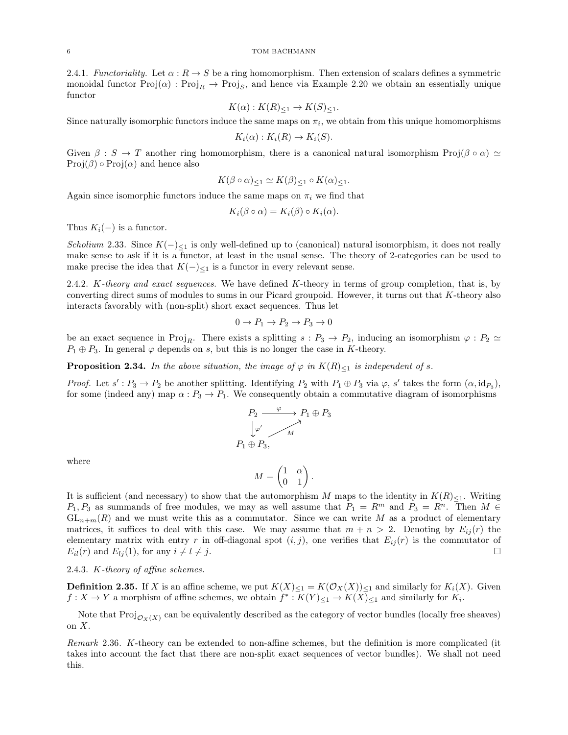2.4.1. *Functoriality.* Let $\alpha : R \to S$ be a ring homomorphism. Then extension of scalars defines a symmetric monoidal functor $\mathrm{Proj}(\alpha) : \mathrm{Proj}_R \to \mathrm{Proj}_S$, and hence via Example 2.20 we obtain an essentially unique functor

$$K(\alpha) : K(R)_{\le 1} \to K(S)_{\le 1}.$$

Since naturally isomorphic functors induce the same maps on $\pi_i$, we obtain from this unique homomorphisms

$$K_i(\alpha) : K_i(R) \to K_i(S).$$

Given $\beta : S \to T$ another ring homomorphism, there is a canonical natural isomorphism $\mathrm{Proj}(\beta \circ \alpha) \simeq \mathrm{Proj}(\beta) \circ \mathrm{Proj}(\alpha)$ and hence also

$$K(\beta \circ \alpha)_{\le 1} \simeq K(\beta)_{\le 1} \circ K(\alpha)_{\le 1}.$$

Again since isomorphic functors induce the same maps on $\pi_i$ we find that

$$K_i(\beta \circ \alpha) = K_i(\beta) \circ K_i(\alpha).$$

Thus $K_i(-)$ is a functor.

*Scholium* 2.33. Since $K(-)_{\le 1}$ is only well-defined up to (canonical) natural isomorphism, it does not really make sense to ask if it is a functor, at least in the usual sense. The theory of 2-categories can be used to make precise the idea that $K(-)_{\le 1}$ is a functor in every relevant sense.

2.4.2. *K-theory and exact sequences.* We have defined $K$-theory in terms of group completion, that is, by converting direct sums of modules to sums in our Picard groupoid. However, it turns out that $K$-theory also interacts favorably with (non-split) short exact sequences. Thus let

$$0 \to P_1 \to P_2 \to P_3 \to 0$$

be an exact sequence in $\mathrm{Proj}_R$. There exists a splitting $s : P_3 \to P_2$, inducing an isomorphism $\varphi : P_2 \simeq P_1 \oplus P_3$. In general $\varphi$ depends on $s$, but this is no longer the case in $K$-theory.

**Proposition 2.34.** *In the above situation, the image of $\varphi$ in $K(R)_{\le 1}$ is independent of $s$.*

*Proof.* Let $s' : P_3 \to P_2$ be another splitting. Identifying $P_2$ with $P_1 \oplus P_3$ via $\varphi$, $s'$ takes the form $(\alpha, \mathrm{id}_{P_3})$, for some (indeed any) map $\alpha : P_3 \to P_1$. We consequently obtain a commutative diagram of isomorphisms

$$\begin{array}{ccc} P_2 & \xrightarrow{\varphi} & P_1 \oplus P_3 \\ \downarrow{\scriptstyle \varphi'} & \nearrow{\scriptstyle M} & \\ P_1 \oplus P_3, & & \end{array}$$

where

$$M = \begin{pmatrix} 1 & \alpha \\ 0 & 1 \end{pmatrix}.$$

It is sufficient (and necessary) to show that the automorphism $M$ maps to the identity in $K(R)_{\le 1}$. Writing $P_1, P_3$ as summands of free modules, we may as well assume that $P_1 = R^m$ and $P_3 = R^n$. Then $M \in \mathrm{GL}_{n+m}(R)$ and we must write this as a commutator. Since we can write $M$ as a product of elementary matrices, it suffices to deal with this case. We may assume that $m + n > 2$. Denoting by $E_{ij}(r)$ the elementary matrix with entry $r$ in off-diagonal spot $(i, j)$, one verifies that $E_{ij}(r)$ is the commutator of $E_{il}(r)$ and $E_{lj}(1)$, for any $i \ne l \ne j$. $\square$

2.4.3. *K-theory of affine schemes.*

**Definition 2.35.** If $X$ is an affine scheme, we put $K(X)_{\le 1} = K(\mathcal{O}_X(X))_{\le 1}$ and similarly for $K_i(X)$. Given $f : X \to Y$ a morphism of affine schemes, we obtain $f^* : K(Y)_{\le 1} \to K(X)_{\le 1}$ and similarly for $K_i$.

Note that $\mathrm{Proj}_{\mathcal{O}_X(X)}$ can be equivalently described as the category of vector bundles (locally free sheaves) on $X$.

*Remark* 2.36. $K$-theory can be extended to non-affine schemes, but the definition is more complicated (it takes into account the fact that there are non-split exact sequences of vector bundles). We shall not need this.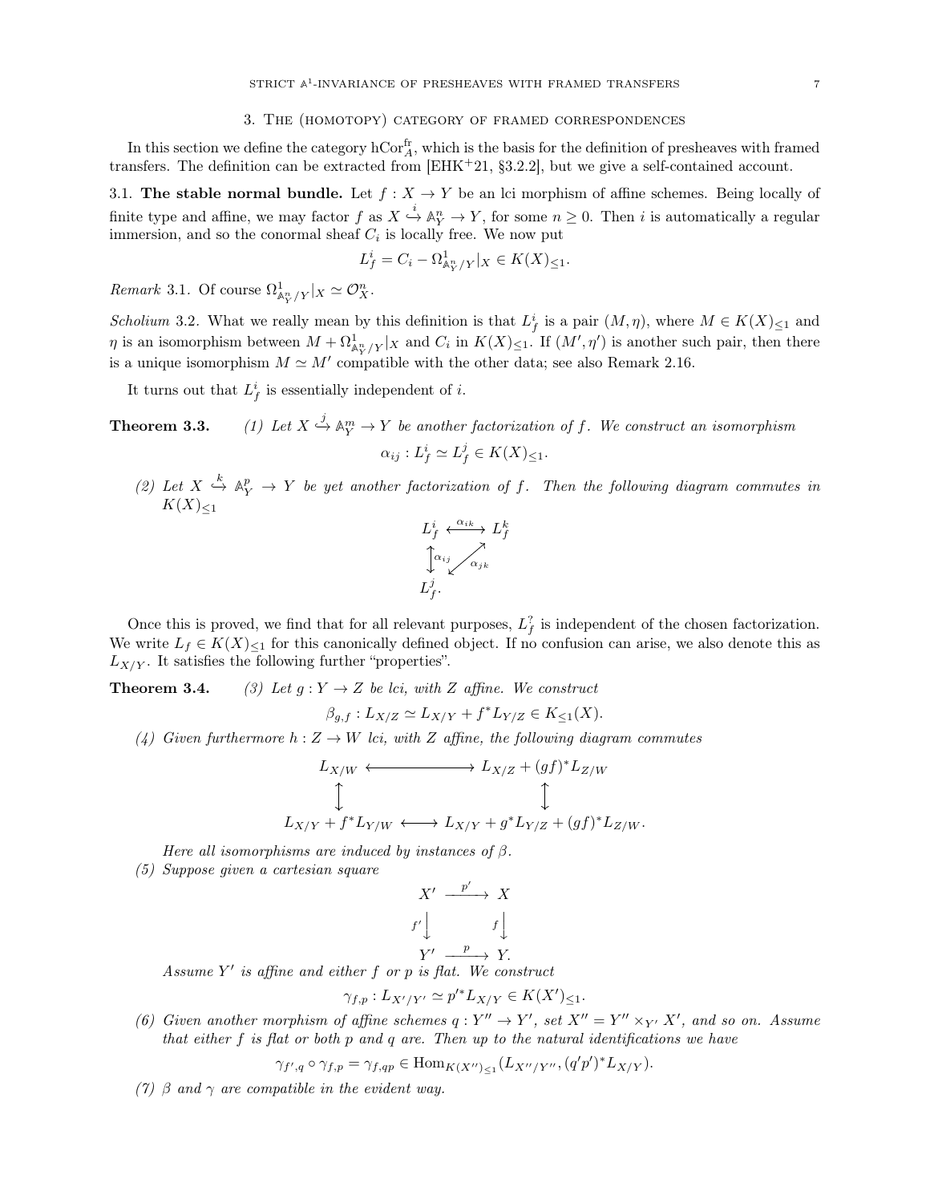## 3. The (homotopy) category of framed correspondences

In this section we define the category $\mathrm{hCor}^{\mathrm{fr}}_A$, which is the basis for the definition of presheaves with framed transfers. The definition can be extracted from [EHK+21, §3.2.2], but we give a self-contained account.

**3.1. The stable normal bundle.** Let $f : X \to Y$ be an lci morphism of affine schemes. Being locally of finite type and affine, we may factor $f$ as $X \overset{i}{\hookrightarrow} \mathbb{A}^n_Y \to Y$, for some $n \geq 0$. Then $i$ is automatically a regular immersion, and so the conormal sheaf $C_i$ is locally free. We now put

$$L^i_f = C_i - \Omega^1_{\mathbb{A}^n_Y/Y}|_X \in K(X)_{\leq 1}.$$

*Remark* 3.1. Of course $\Omega^1_{\mathbb{A}^n_Y/Y}|_X \simeq \mathcal{O}^n_X$.

*Scholium* 3.2. What we really mean by this definition is that $L^i_f$ is a pair $(M, \eta)$, where $M \in K(X)_{\leq 1}$ and $\eta$ is an isomorphism between $M + \Omega^1_{\mathbb{A}^n_Y/Y}|_X$ and $C_i$ in $K(X)_{\leq 1}$. If $(M', \eta')$ is another such pair, then there is a unique isomorphism $M \simeq M'$ compatible with the other data; see also Remark 2.16.

It turns out that $L^i_f$ is essentially independent of $i$.

**Theorem 3.3.** *(1) Let $X \overset{j}{\hookrightarrow} \mathbb{A}^m_Y \to Y$ be another factorization of $f$. We construct an isomorphism*

$$\alpha_{ij} : L^i_f \simeq L^j_f \in K(X)_{\leq 1}.$$

*(2) Let $X \overset{k}{\hookrightarrow} \mathbb{A}^p_Y \to Y$ be yet another factorization of $f$. Then the following diagram commutes in $K(X)_{\leq 1}$*

$$\begin{array}{ccc} L^i_f & \overset{\alpha_{ik}}{\longleftrightarrow} & L^k_f \\ \updownarrow{\scriptstyle \alpha_{ij}} & \swarrow\!\!\nearrow{\scriptstyle \alpha_{jk}} & \\ L^j_f. & & \end{array}$$

Once this is proved, we find that for all relevant purposes, $L^?_f$ is independent of the chosen factorization. We write $L_f \in K(X)_{\leq 1}$ for this canonically defined object. If no confusion can arise, we also denote this as $L_{X/Y}$. It satisfies the following further "properties".

**Theorem 3.4.** *(3) Let $g : Y \to Z$ be lci, with $Z$ affine. We construct*

$$\beta_{g,f} : L_{X/Z} \simeq L_{X/Y} + f^* L_{Y/Z} \in K_{\leq 1}(X).$$

*(4) Given furthermore $h : Z \to W$ lci, with $Z$ affine, the following diagram commutes*

$$\begin{array}{ccc} L_{X/W} & \longleftrightarrow & L_{X/Z} + (gf)^* L_{Z/W} \\ \updownarrow & & \updownarrow \\ L_{X/Y} + f^* L_{Y/W} & \longleftrightarrow & L_{X/Y} + g^* L_{Y/Z} + (gf)^* L_{Z/W}. \end{array}$$

*Here all isomorphisms are induced by instances of $\beta$.*

*(5) Suppose given a cartesian square*

$$\begin{array}{ccc} X' & \xrightarrow{p'} & X \\ {\scriptstyle f'}\downarrow & & \downarrow{\scriptstyle f} \\ Y' & \xrightarrow{p} & Y. \end{array}$$

*Assume $Y'$ is affine and either $f$ or $p$ is flat. We construct*

$$\gamma_{f,p} : L_{X'/Y'} \simeq p'^* L_{X/Y} \in K(X')_{\leq 1}.$$

*(6) Given another morphism of affine schemes $q : Y'' \to Y'$, set $X'' = Y'' \times_{Y'} X'$, and so on. Assume that either $f$ is flat or both $p$ and $q$ are. Then up to the natural identifications we have*

$$\gamma_{f',q} \circ \gamma_{f,p} = \gamma_{f,qp} \in \mathrm{Hom}_{K(X'')_{\leq 1}}(L_{X''/Y''}, (q'p')^* L_{X/Y}).$$

*(7) $\beta$ and $\gamma$ are compatible in the evident way.*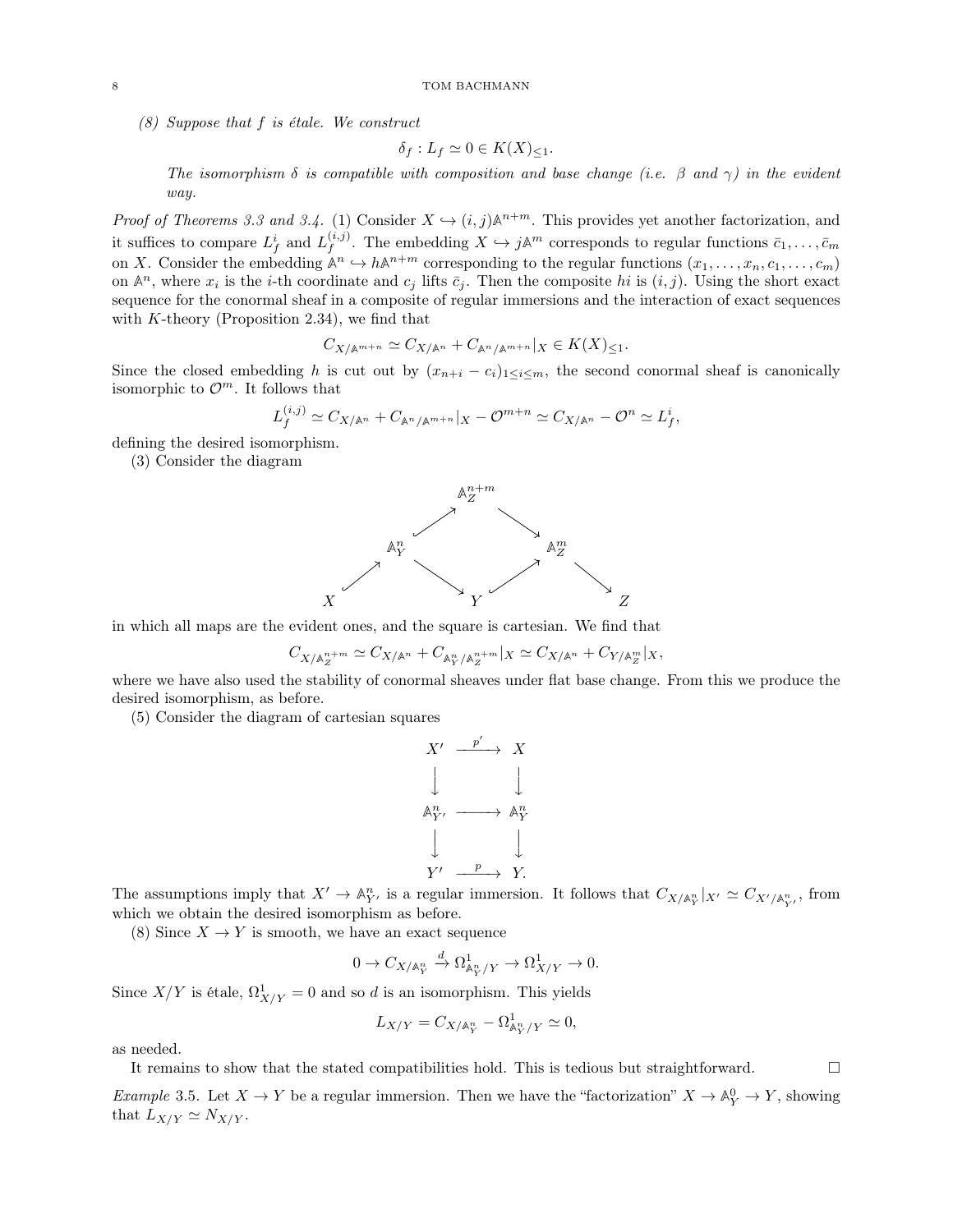*(8) Suppose that $f$ is étale. We construct*

$$\delta_f : L_f \simeq 0 \in K(X)_{\leq 1}.$$

*The isomorphism $\delta$ is compatible with composition and base change (i.e. $\beta$ and $\gamma$) in the evident way.*

*Proof of Theorems 3.3 and 3.4.* (1) Consider $X \hookrightarrow (i,j)\mathbb{A}^{n+m}$. This provides yet another factorization, and it suffices to compare $L^i_f$ and $L^{(i,j)}_f$. The embedding $X \hookrightarrow j\mathbb{A}^m$ corresponds to regular functions $\bar{c}_1, \ldots, \bar{c}_m$ on $X$. Consider the embedding $\mathbb{A}^n \hookrightarrow h\mathbb{A}^{n+m}$ corresponding to the regular functions $(x_1, \ldots, x_n, c_1, \ldots, c_m)$ on $\mathbb{A}^n$, where $x_i$ is the $i$-th coordinate and $c_j$ lifts $\bar{c}_j$. Then the composite $hi$ is $(i,j)$. Using the short exact sequence for the conormal sheaf in a composite of regular immersions and the interaction of exact sequences with $K$-theory (Proposition 2.34), we find that

$$C_{X/\mathbb{A}^{m+n}} \simeq C_{X/\mathbb{A}^n} + C_{\mathbb{A}^n/\mathbb{A}^{m+n}}|_X \in K(X)_{\leq 1}.$$

Since the closed embedding $h$ is cut out by $(x_{n+i} - c_i)_{1 \leq i \leq m}$, the second conormal sheaf is canonically isomorphic to $\mathcal{O}^m$. It follows that

$$L^{(i,j)}_f \simeq C_{X/\mathbb{A}^n} + C_{\mathbb{A}^n/\mathbb{A}^{m+n}}|_X - \mathcal{O}^{m+n} \simeq C_{X/\mathbb{A}^n} - \mathcal{O}^n \simeq L^i_f,$$

defining the desired isomorphism.

(3) Consider the diagram

$$\begin{array}{ccccccccc}
 & & & & \mathbb{A}^{n+m}_Z & & & & \\
 & & & \nearrow & & \searrow & & & \\
 & & \mathbb{A}^n_Y & & & & \mathbb{A}^m_Z & & \\
 & \nearrow & & \searrow & & \nearrow & & \searrow & \\
X & & & & Y & & & & Z
\end{array}$$

in which all maps are the evident ones, and the square is cartesian. We find that

$$C_{X/\mathbb{A}^{n+m}_Z} \simeq C_{X/\mathbb{A}^n} + C_{\mathbb{A}^n_Y/\mathbb{A}^{n+m}_Z}|_X \simeq C_{X/\mathbb{A}^n} + C_{Y/\mathbb{A}^m_Z}|_X,$$

where we have also used the stability of conormal sheaves under flat base change. From this we produce the desired isomorphism, as before.

(5) Consider the diagram of cartesian squares

$$\begin{array}{ccc}
X' & \xrightarrow{p'} & X \\
\downarrow & & \downarrow \\
\mathbb{A}^n_{Y'} & \longrightarrow & \mathbb{A}^n_Y \\
\downarrow & & \downarrow \\
Y' & \xrightarrow{p} & Y.
\end{array}$$

The assumptions imply that $X' \to \mathbb{A}^n_{Y'}$ is a regular immersion. It follows that $C_{X/\mathbb{A}^n_Y}|_{X'} \simeq C_{X'/\mathbb{A}^n_{Y'}}$, from which we obtain the desired isomorphism as before.

(8) Since $X \to Y$ is smooth, we have an exact sequence

$$0 \to C_{X/\mathbb{A}^n_Y} \xrightarrow{d} \Omega^1_{\mathbb{A}^n_Y/Y} \to \Omega^1_{X/Y} \to 0.$$

Since $X/Y$ is étale, $\Omega^1_{X/Y} = 0$ and so $d$ is an isomorphism. This yields

$$L_{X/Y} = C_{X/\mathbb{A}^n_Y} - \Omega^1_{\mathbb{A}^n_Y/Y} \simeq 0,$$

as needed.

It remains to show that the stated compatibilities hold. This is tedious but straightforward. $\square$

*Example* 3.5. Let $X \to Y$ be a regular immersion. Then we have the "factorization" $X \to \mathbb{A}^0_Y \to Y$, showing that $L_{X/Y} \simeq N_{X/Y}$.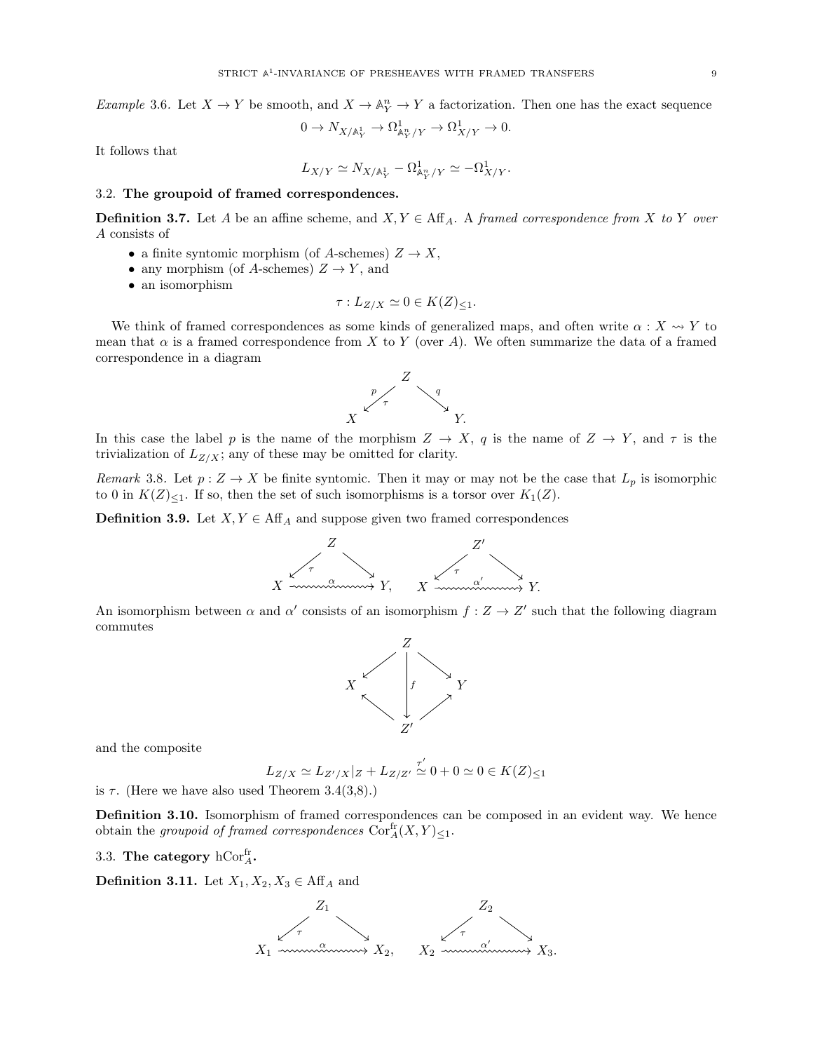*Example* 3.6. Let $X \to Y$ be smooth, and $X \to \mathbb{A}^n_Y \to Y$ a factorization. Then one has the exact sequence

$$0 \to N_{X/\mathbb{A}^1_Y} \to \Omega^1_{\mathbb{A}^n_Y/Y} \to \Omega^1_{X/Y} \to 0.$$

It follows that

$$L_{X/Y} \simeq N_{X/\mathbb{A}^1_Y} - \Omega^1_{\mathbb{A}^n_Y/Y} \simeq -\Omega^1_{X/Y}.$$

### 3.2. The groupoid of framed correspondences.

**Definition 3.7.** Let $A$ be an affine scheme, and $X, Y \in \mathrm{Aff}_A$. A *framed correspondence from $X$ to $Y$ over $A$* consists of

- a finite syntomic morphism (of $A$-schemes) $Z \to X$,
- any morphism (of $A$-schemes) $Z \to Y$, and
- an isomorphism
$$\tau : L_{Z/X} \simeq 0 \in K(Z)_{\le 1}.$$

We think of framed correspondences as some kinds of generalized maps, and often write $\alpha : X \rightsquigarrow Y$ to mean that $\alpha$ is a framed correspondence from $X$ to $Y$ (over $A$). We often summarize the data of a framed correspondence in a diagram

$$X \xleftarrow[\tau]{p} Z \xrightarrow{q} Y.$$

In this case the label $p$ is the name of the morphism $Z \to X$, $q$ is the name of $Z \to Y$, and $\tau$ is the trivialization of $L_{Z/X}$; any of these may be omitted for clarity.

*Remark* 3.8. Let $p : Z \to X$ be finite syntomic. Then it may or may not be the case that $L_p$ is isomorphic to 0 in $K(Z)_{\le 1}$. If so, then the set of such isomorphisms is a torsor over $K_1(Z)$.

**Definition 3.9.** Let $X, Y \in \mathrm{Aff}_A$ and suppose given two framed correspondences

$$X \xleftarrow{\tau} Z \to Y, \quad \alpha : X \rightsquigarrow Y, \qquad X \xleftarrow{\tau} Z' \to Y, \quad \alpha' : X \rightsquigarrow Y.$$

An isomorphism between $\alpha$ and $\alpha'$ consists of an isomorphism $f : Z \to Z'$ such that the following diagram commutes

$$\begin{array}{ccccc} & & Z & & \\ & \swarrow & \downarrow f & \searrow & \\ X & & & & Y \\ & \nwarrow & & \nearrow & \\ & & Z' & & \end{array}$$

and the composite

$$L_{Z/X} \simeq L_{Z'/X}|_Z + L_{Z/Z'} \stackrel{\tau'}{\simeq} 0 + 0 \simeq 0 \in K(Z)_{\le 1}$$

is $\tau$. (Here we have also used Theorem 3.4(3,8).)

**Definition 3.10.** Isomorphism of framed correspondences can be composed in an evident way. We hence obtain the *groupoid of framed correspondences* $\mathrm{Cor}^{\mathrm{fr}}_A(X, Y)_{\le 1}$.

### 3.3. The category $\mathrm{hCor}^{\mathrm{fr}}_A$.

**Definition 3.11.** Let $X_1, X_2, X_3 \in \mathrm{Aff}_A$ and

$$X_1 \xleftarrow{\tau} Z_1 \to X_2, \quad \alpha : X_1 \rightsquigarrow X_2, \qquad X_2 \xleftarrow{\tau} Z_2 \to X_3, \quad \alpha' : X_2 \rightsquigarrow X_3.$$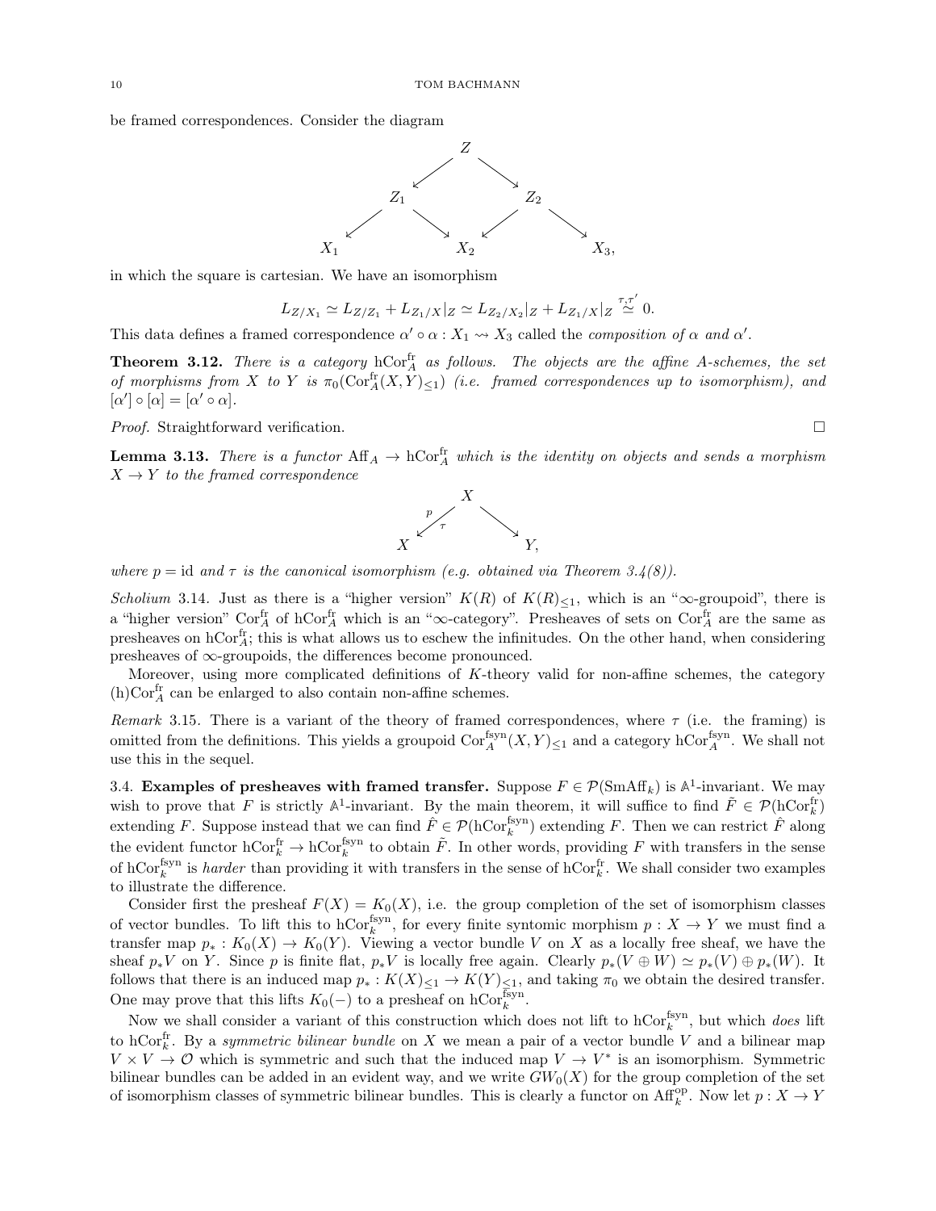be framed correspondences. Consider the diagram

$$
\begin{array}{ccccccc}
 & & & Z & & & \\
 & & \swarrow & & \searrow & & \\
 & Z_1 & & & & Z_2 & \\
\swarrow & & \searrow & & \swarrow & & \searrow \\
X_1 & & & X_2 & & & X_3,
\end{array}
$$

in which the square is cartesian. We have an isomorphism

$$L_{Z/X_1} \simeq L_{Z/Z_1} + L_{Z_1/X}|_Z \simeq L_{Z_2/X_2}|_Z + L_{Z_1/X}|_Z \stackrel{\tau,\tau'}{\simeq} 0.$$

This data defines a framed correspondence $\alpha' \circ \alpha : X_1 \rightsquigarrow X_3$ called the *composition of $\alpha$ and $\alpha'$*.

**Theorem 3.12.** *There is a category $\mathrm{hCor}^{\mathrm{fr}}_A$ as follows. The objects are the affine $A$-schemes, the set of morphisms from $X$ to $Y$ is $\pi_0(\mathrm{Cor}^{\mathrm{fr}}_A(X,Y)_{\le 1})$ (i.e. framed correspondences up to isomorphism), and $[\alpha'] \circ [\alpha] = [\alpha' \circ \alpha]$.*

*Proof.* Straightforward verification. □

**Lemma 3.13.** *There is a functor $\mathrm{Aff}_A \to \mathrm{hCor}^{\mathrm{fr}}_A$ which is the identity on objects and sends a morphism $X \to Y$ to the framed correspondence*

$$
\begin{array}{ccc}
 & X & \\
{}^{p}\swarrow_{\tau} & & \searrow \\
X & & Y,
\end{array}
$$

*where $p = \mathrm{id}$ and $\tau$ is the canonical isomorphism (e.g. obtained via Theorem 3.4(8)).*

*Scholium* 3.14. Just as there is a "higher version" $K(R)$ of $K(R)_{\le 1}$, which is an "$\infty$-groupoid", there is a "higher version" $\mathrm{Cor}^{\mathrm{fr}}_A$ of $\mathrm{hCor}^{\mathrm{fr}}_A$ which is an "$\infty$-category". Presheaves of sets on $\mathrm{Cor}^{\mathrm{fr}}_A$ are the same as presheaves on $\mathrm{hCor}^{\mathrm{fr}}_A$; this is what allows us to eschew the infinitudes. On the other hand, when considering presheaves of $\infty$-groupoids, the differences become pronounced.

Moreover, using more complicated definitions of $K$-theory valid for non-affine schemes, the category $(\mathrm{h})\mathrm{Cor}^{\mathrm{fr}}_A$ can be enlarged to also contain non-affine schemes.

*Remark* 3.15. There is a variant of the theory of framed correspondences, where $\tau$ (i.e. the framing) is omitted from the definitions. This yields a groupoid $\mathrm{Cor}^{\mathrm{fsyn}}_A(X,Y)_{\le 1}$ and a category $\mathrm{hCor}^{\mathrm{fsyn}}_A$. We shall not use this in the sequel.

3.4. **Examples of presheaves with framed transfer.** Suppose $F \in \mathcal{P}(\mathrm{SmAff}_k)$ is $\mathbb{A}^1$-invariant. We may wish to prove that $F$ is strictly $\mathbb{A}^1$-invariant. By the main theorem, it will suffice to find $\tilde{F} \in \mathcal{P}(\mathrm{hCor}^{\mathrm{fr}}_k)$ extending $F$. Suppose instead that we can find $\hat{F} \in \mathcal{P}(\mathrm{hCor}^{\mathrm{fsyn}}_k)$ extending $F$. Then we can restrict $\hat{F}$ along the evident functor $\mathrm{hCor}^{\mathrm{fr}}_k \to \mathrm{hCor}^{\mathrm{fsyn}}_k$ to obtain $\tilde{F}$. In other words, providing $F$ with transfers in the sense of $\mathrm{hCor}^{\mathrm{fsyn}}_k$ is *harder* than providing it with transfers in the sense of $\mathrm{hCor}^{\mathrm{fr}}_k$. We shall consider two examples to illustrate the difference.

Consider first the presheaf $F(X) = K_0(X)$, i.e. the group completion of the set of isomorphism classes of vector bundles. To lift this to $\mathrm{hCor}^{\mathrm{fsyn}}_k$, for every finite syntomic morphism $p : X \to Y$ we must find a transfer map $p_* : K_0(X) \to K_0(Y)$. Viewing a vector bundle $V$ on $X$ as a locally free sheaf, we have the sheaf $p_*V$ on $Y$. Since $p$ is finite flat, $p_*V$ is locally free again. Clearly $p_*(V \oplus W) \simeq p_*(V) \oplus p_*(W)$. It follows that there is an induced map $p_* : K(X)_{\le 1} \to K(Y)_{\le 1}$, and taking $\pi_0$ we obtain the desired transfer. One may prove that this lifts $K_0(-)$ to a presheaf on $\mathrm{hCor}^{\mathrm{fsyn}}_k$.

Now we shall consider a variant of this construction which does not lift to $\mathrm{hCor}^{\mathrm{fsyn}}_k$, but which *does* lift to $\mathrm{hCor}^{\mathrm{fr}}_k$. By a *symmetric bilinear bundle* on $X$ we mean a pair of a vector bundle $V$ and a bilinear map $V \times V \to \mathcal{O}$ which is symmetric and such that the induced map $V \to V^*$ is an isomorphism. Symmetric bilinear bundles can be added in an evident way, and we write $GW_0(X)$ for the group completion of the set of isomorphism classes of symmetric bilinear bundles. This is clearly a functor on $\mathrm{Aff}^{\mathrm{op}}_k$. Now let $p : X \to Y$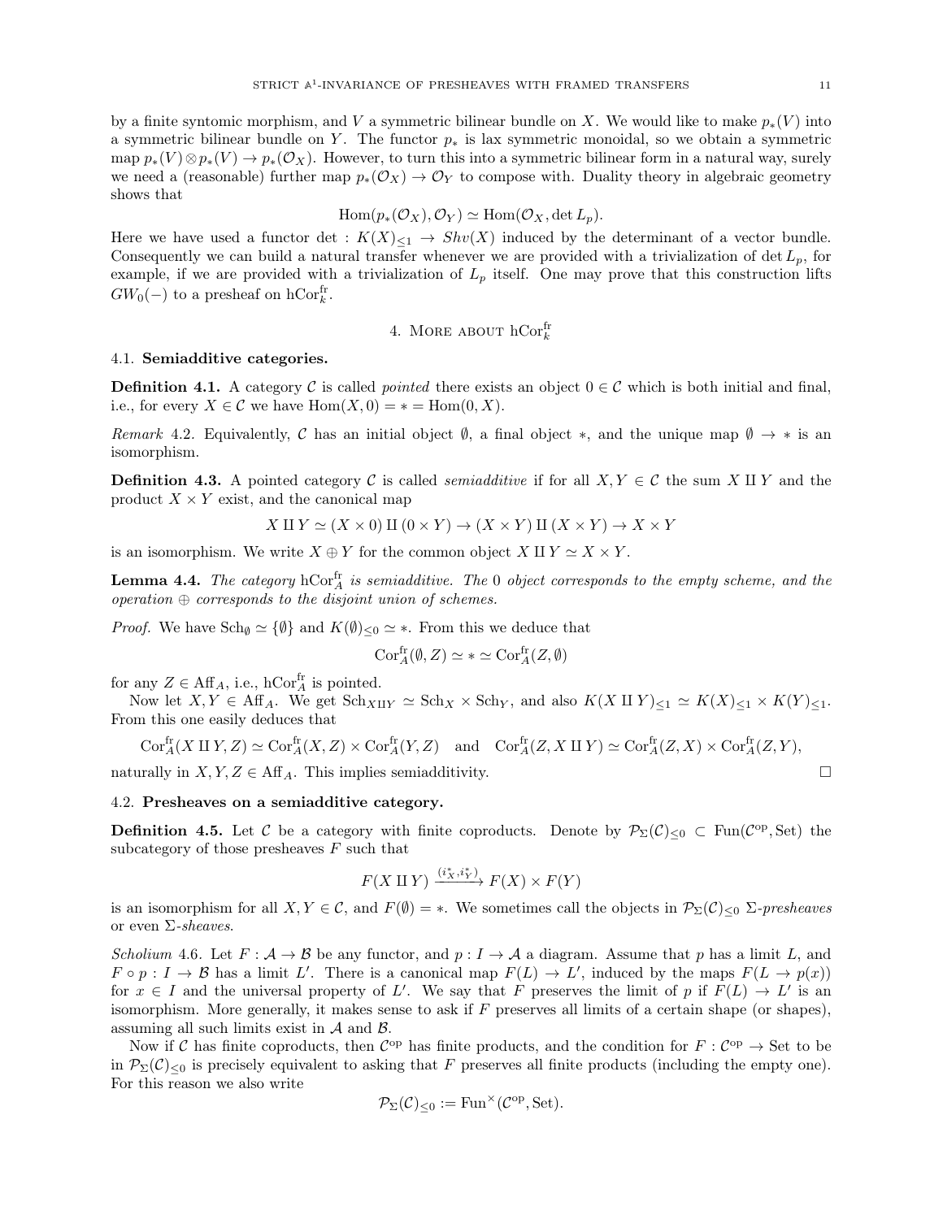by a finite syntomic morphism, and $V$ a symmetric bilinear bundle on $X$. We would like to make $p_*(V)$ into a symmetric bilinear bundle on $Y$. The functor $p_*$ is lax symmetric monoidal, so we obtain a symmetric map $p_*(V) \otimes p_*(V) \to p_*(\mathcal{O}_X)$. However, to turn this into a symmetric bilinear form in a natural way, surely we need a (reasonable) further map $p_*(\mathcal{O}_X) \to \mathcal{O}_Y$ to compose with. Duality theory in algebraic geometry shows that

$$\mathrm{Hom}(p_*(\mathcal{O}_X), \mathcal{O}_Y) \simeq \mathrm{Hom}(\mathcal{O}_X, \det L_p).$$

Here we have used a functor $\det : K(X)_{\le 1} \to Shv(X)$ induced by the determinant of a vector bundle. Consequently we can build a natural transfer whenever we are provided with a trivialization of $\det L_p$, for example, if we are provided with a trivialization of $L_p$ itself. One may prove that this construction lifts $GW_0(-)$ to a presheaf on $\mathrm{hCor}^{\mathrm{fr}}_k$.

## 4. More about $\mathrm{hCor}^{\mathrm{fr}}_k$

### 4.1. Semiadditive categories.

**Definition 4.1.** A category $\mathcal{C}$ is called *pointed* there exists an object $0 \in \mathcal{C}$ which is both initial and final, i.e., for every $X \in \mathcal{C}$ we have $\mathrm{Hom}(X, 0) = * = \mathrm{Hom}(0, X)$.

*Remark* 4.2. Equivalently, $\mathcal{C}$ has an initial object $\emptyset$, a final object $*$, and the unique map $\emptyset \to *$ is an isomorphism.

**Definition 4.3.** A pointed category $\mathcal{C}$ is called *semiadditive* if for all $X, Y \in \mathcal{C}$ the sum $X \amalg Y$ and the product $X \times Y$ exist, and the canonical map

$$X \amalg Y \simeq (X \times 0) \amalg (0 \times Y) \to (X \times Y) \amalg (X \times Y) \to X \times Y$$

is an isomorphism. We write $X \oplus Y$ for the common object $X \amalg Y \simeq X \times Y$.

**Lemma 4.4.** *The category $\mathrm{hCor}^{\mathrm{fr}}_A$ is semiadditive. The 0 object corresponds to the empty scheme, and the operation $\oplus$ corresponds to the disjoint union of schemes.*

*Proof.* We have $\mathrm{Sch}_\emptyset \simeq \{\emptyset\}$ and $K(\emptyset)_{\le 0} \simeq *$. From this we deduce that

$$\mathrm{Cor}^{\mathrm{fr}}_A(\emptyset, Z) \simeq * \simeq \mathrm{Cor}^{\mathrm{fr}}_A(Z, \emptyset)$$

for any $Z \in \mathrm{Aff}_A$, i.e., $\mathrm{hCor}^{\mathrm{fr}}_A$ is pointed.

Now let $X, Y \in \mathrm{Aff}_A$. We get $\mathrm{Sch}_{X \amalg Y} \simeq \mathrm{Sch}_X \times \mathrm{Sch}_Y$, and also $K(X \amalg Y)_{\le 1} \simeq K(X)_{\le 1} \times K(Y)_{\le 1}$. From this one easily deduces that

$$\mathrm{Cor}^{\mathrm{fr}}_A(X \amalg Y, Z) \simeq \mathrm{Cor}^{\mathrm{fr}}_A(X, Z) \times \mathrm{Cor}^{\mathrm{fr}}_A(Y, Z) \quad \text{and} \quad \mathrm{Cor}^{\mathrm{fr}}_A(Z, X \amalg Y) \simeq \mathrm{Cor}^{\mathrm{fr}}_A(Z, X) \times \mathrm{Cor}^{\mathrm{fr}}_A(Z, Y),$$

naturally in $X, Y, Z \in \mathrm{Aff}_A$. This implies semiadditivity. □

### 4.2. Presheaves on a semiadditive category.

**Definition 4.5.** Let $\mathcal{C}$ be a category with finite coproducts. Denote by $\mathcal{P}_\Sigma(\mathcal{C})_{\le 0} \subset \mathrm{Fun}(\mathcal{C}^{\mathrm{op}}, \mathrm{Set})$ the subcategory of those presheaves $F$ such that

$$F(X \amalg Y) \xrightarrow{(i_X^*, i_Y^*)} F(X) \times F(Y)$$

is an isomorphism for all $X, Y \in \mathcal{C}$, and $F(\emptyset) = *$. We sometimes call the objects in $\mathcal{P}_\Sigma(\mathcal{C})_{\le 0}$ $\Sigma$-*presheaves* or even $\Sigma$-*sheaves*.

*Scholium* 4.6. Let $F : \mathcal{A} \to \mathcal{B}$ be any functor, and $p : I \to \mathcal{A}$ a diagram. Assume that $p$ has a limit $L$, and $F \circ p : I \to \mathcal{B}$ has a limit $L'$. There is a canonical map $F(L) \to L'$, induced by the maps $F(L \to p(x))$ for $x \in I$ and the universal property of $L'$. We say that $F$ preserves the limit of $p$ if $F(L) \to L'$ is an isomorphism. More generally, it makes sense to ask if $F$ preserves all limits of a certain shape (or shapes), assuming all such limits exist in $\mathcal{A}$ and $\mathcal{B}$.

Now if $\mathcal{C}$ has finite coproducts, then $\mathcal{C}^{\mathrm{op}}$ has finite products, and the condition for $F : \mathcal{C}^{\mathrm{op}} \to \mathrm{Set}$ to be in $\mathcal{P}_\Sigma(\mathcal{C})_{\le 0}$ is precisely equivalent to asking that $F$ preserves all finite products (including the empty one). For this reason we also write

$$\mathcal{P}_\Sigma(\mathcal{C})_{\le 0} := \mathrm{Fun}^\times(\mathcal{C}^{\mathrm{op}}, \mathrm{Set}).$$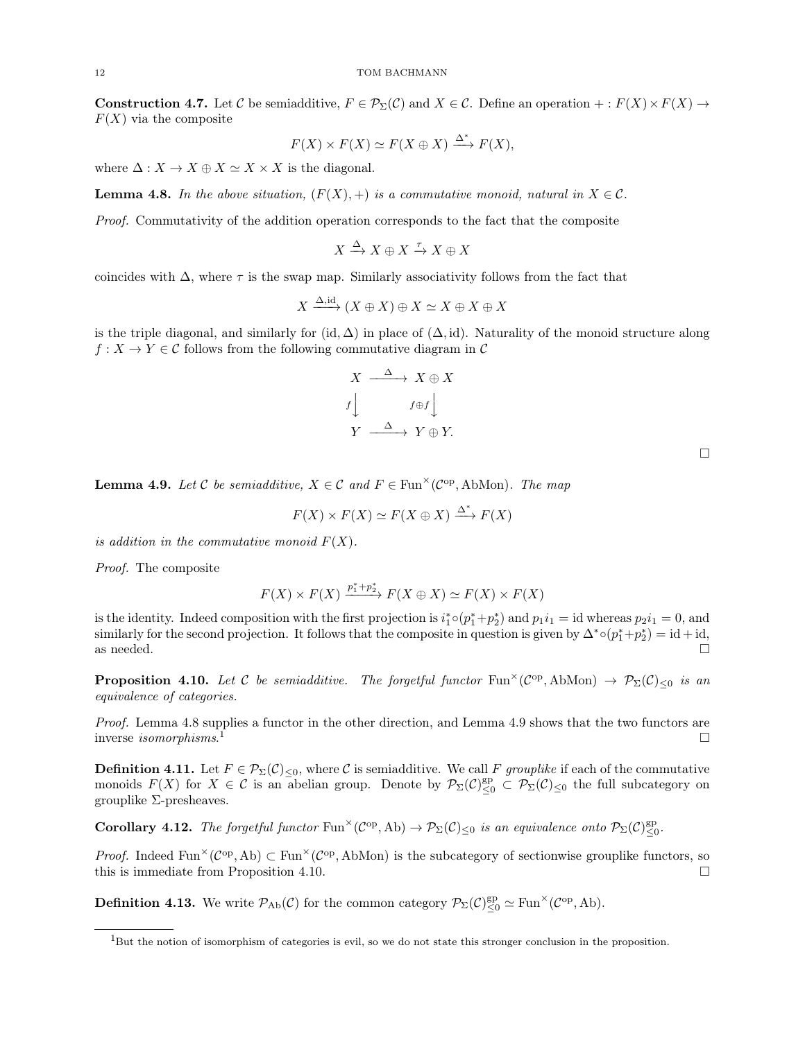**Construction 4.7.** Let $\mathcal{C}$ be semiadditive, $F \in \mathcal{P}_\Sigma(\mathcal{C})$ and $X \in \mathcal{C}$. Define an operation $+ : F(X) \times F(X) \to F(X)$ via the composite

$$F(X) \times F(X) \simeq F(X \oplus X) \xrightarrow{\Delta^*} F(X),$$

where $\Delta : X \to X \oplus X \simeq X \times X$ is the diagonal.

**Lemma 4.8.** *In the above situation, $(F(X), +)$ is a commutative monoid, natural in $X \in \mathcal{C}$.*

*Proof.* Commutativity of the addition operation corresponds to the fact that the composite

$$X \xrightarrow{\Delta} X \oplus X \xrightarrow{\tau} X \oplus X$$

coincides with $\Delta$, where $\tau$ is the swap map. Similarly associativity follows from the fact that

$$X \xrightarrow{\Delta, \mathrm{id}} (X \oplus X) \oplus X \simeq X \oplus X \oplus X$$

is the triple diagonal, and similarly for $(\mathrm{id}, \Delta)$ in place of $(\Delta, \mathrm{id})$. Naturality of the monoid structure along $f : X \to Y \in \mathcal{C}$ follows from the following commutative diagram in $\mathcal{C}$

$$\begin{array}{ccc} X & \xrightarrow{\Delta} & X \oplus X \\ {\scriptstyle f}\downarrow & & \downarrow{\scriptstyle f \oplus f} \\ Y & \xrightarrow{\Delta} & Y \oplus Y. \end{array}$$

□

**Lemma 4.9.** *Let $\mathcal{C}$ be semiadditive, $X \in \mathcal{C}$ and $F \in \mathrm{Fun}^\times(\mathcal{C}^{\mathrm{op}}, \mathrm{AbMon})$. The map*

$$F(X) \times F(X) \simeq F(X \oplus X) \xrightarrow{\Delta^*} F(X)$$

*is addition in the commutative monoid $F(X)$.*

*Proof.* The composite

$$F(X) \times F(X) \xrightarrow{p_1^* + p_2^*} F(X \oplus X) \simeq F(X) \times F(X)$$

is the identity. Indeed composition with the first projection is $i_1^* \circ (p_1^* + p_2^*)$ and $p_1 i_1 = \mathrm{id}$ whereas $p_2 i_1 = 0$, and similarly for the second projection. It follows that the composite in question is given by $\Delta^* \circ (p_1^* + p_2^*) = \mathrm{id} + \mathrm{id}$, as needed. □

**Proposition 4.10.** *Let $\mathcal{C}$ be semiadditive. The forgetful functor $\mathrm{Fun}^\times(\mathcal{C}^{\mathrm{op}}, \mathrm{AbMon}) \to \mathcal{P}_\Sigma(\mathcal{C})_{\le 0}$ is an equivalence of categories.*

*Proof.* Lemma 4.8 supplies a functor in the other direction, and Lemma 4.9 shows that the two functors are inverse *isomorphisms*.[1] □

**Definition 4.11.** Let $F \in \mathcal{P}_\Sigma(\mathcal{C})_{\le 0}$, where $\mathcal{C}$ is semiadditive. We call $F$ *grouplike* if each of the commutative monoids $F(X)$ for $X \in \mathcal{C}$ is an abelian group. Denote by $\mathcal{P}_\Sigma(\mathcal{C})_{\le 0}^{\mathrm{gp}} \subset \mathcal{P}_\Sigma(\mathcal{C})_{\le 0}$ the full subcategory on grouplike $\Sigma$-presheaves.

**Corollary 4.12.** *The forgetful functor $\mathrm{Fun}^\times(\mathcal{C}^{\mathrm{op}}, \mathrm{Ab}) \to \mathcal{P}_\Sigma(\mathcal{C})_{\le 0}$ is an equivalence onto $\mathcal{P}_\Sigma(\mathcal{C})_{\le 0}^{\mathrm{gp}}$.*

*Proof.* Indeed $\mathrm{Fun}^\times(\mathcal{C}^{\mathrm{op}}, \mathrm{Ab}) \subset \mathrm{Fun}^\times(\mathcal{C}^{\mathrm{op}}, \mathrm{AbMon})$ is the subcategory of sectionwise grouplike functors, so this is immediate from Proposition 4.10. □

**Definition 4.13.** We write $\mathcal{P}_{\mathrm{Ab}}(\mathcal{C})$ for the common category $\mathcal{P}_\Sigma(\mathcal{C})_{\le 0}^{\mathrm{gp}} \simeq \mathrm{Fun}^\times(\mathcal{C}^{\mathrm{op}}, \mathrm{Ab})$.

---

[1] But the notion of isomorphism of categories is evil, so we do not state this stronger conclusion in the proposition.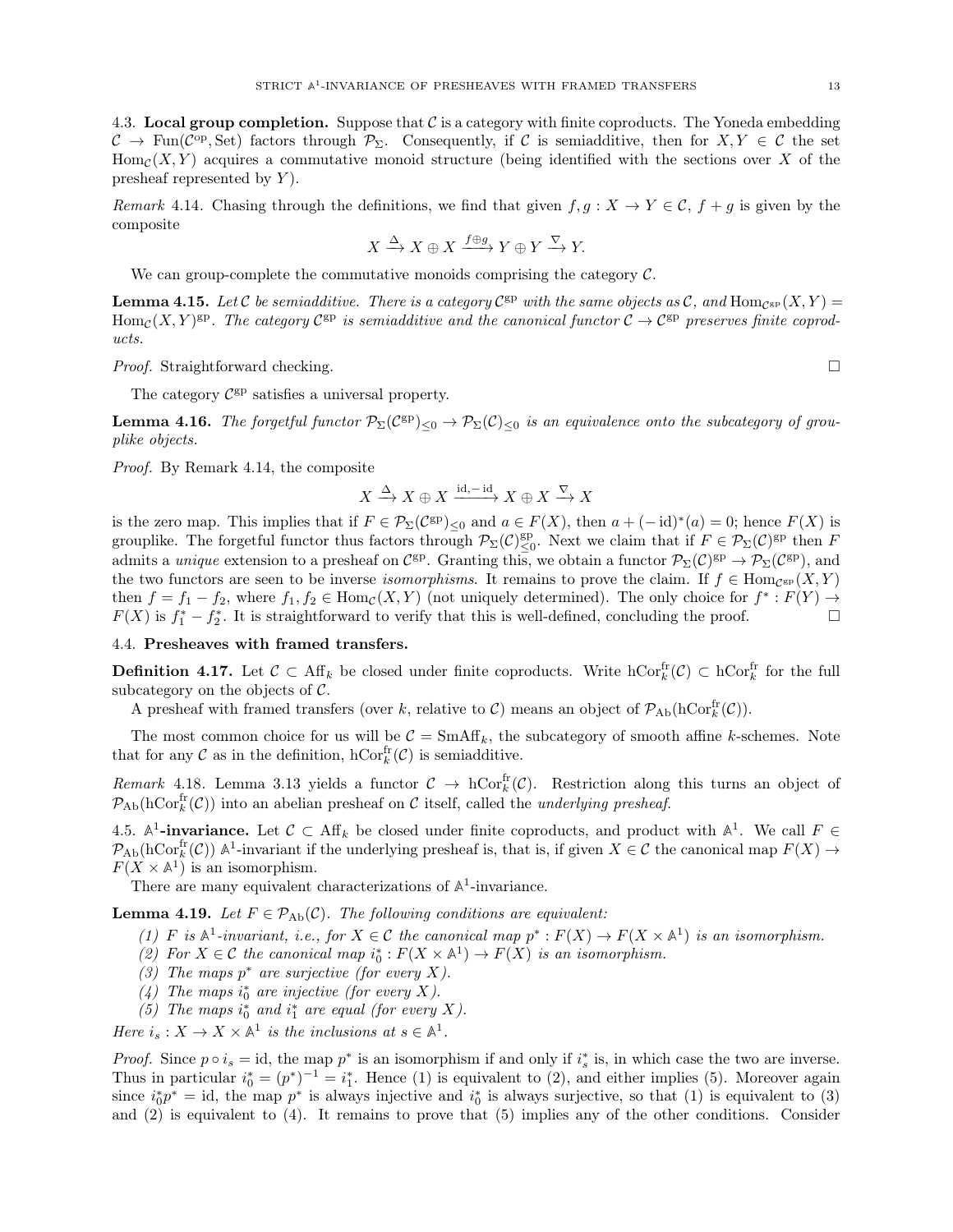### 4.3. Local group completion.

Suppose that $\mathcal{C}$ is a category with finite coproducts. The Yoneda embedding $\mathcal{C} \to \mathrm{Fun}(\mathcal{C}^{\mathrm{op}}, \mathrm{Set})$ factors through $\mathcal{P}_\Sigma$. Consequently, if $\mathcal{C}$ is semiadditive, then for $X, Y \in \mathcal{C}$ the set $\mathrm{Hom}_{\mathcal{C}}(X, Y)$ acquires a commutative monoid structure (being identified with the sections over $X$ of the presheaf represented by $Y$).

*Remark* 4.14. Chasing through the definitions, we find that given $f, g : X \to Y \in \mathcal{C}$, $f + g$ is given by the composite

$$X \xrightarrow{\Delta} X \oplus X \xrightarrow{f \oplus g} Y \oplus Y \xrightarrow{\nabla} Y.$$

We can group-complete the commutative monoids comprising the category $\mathcal{C}$.

**Lemma 4.15.** *Let $\mathcal{C}$ be semiadditive. There is a category $\mathcal{C}^{\mathrm{gp}}$ with the same objects as $\mathcal{C}$, and $\mathrm{Hom}_{\mathcal{C}^{\mathrm{gp}}}(X, Y) = \mathrm{Hom}_{\mathcal{C}}(X, Y)^{\mathrm{gp}}$. The category $\mathcal{C}^{\mathrm{gp}}$ is semiadditive and the canonical functor $\mathcal{C} \to \mathcal{C}^{\mathrm{gp}}$ preserves finite coproducts.*

*Proof.* Straightforward checking. $\square$

The category $\mathcal{C}^{\mathrm{gp}}$ satisfies a universal property.

**Lemma 4.16.** *The forgetful functor $\mathcal{P}_\Sigma(\mathcal{C}^{\mathrm{gp}})_{\le 0} \to \mathcal{P}_\Sigma(\mathcal{C})_{\le 0}$ is an equivalence onto the subcategory of grouplike objects.*

*Proof.* By Remark 4.14, the composite

$$X \xrightarrow{\Delta} X \oplus X \xrightarrow{\mathrm{id}, -\mathrm{id}} X \oplus X \xrightarrow{\nabla} X$$

is the zero map. This implies that if $F \in \mathcal{P}_\Sigma(\mathcal{C}^{\mathrm{gp}})_{\le 0}$ and $a \in F(X)$, then $a + (-\mathrm{id})^*(a) = 0$; hence $F(X)$ is grouplike. The forgetful functor thus factors through $\mathcal{P}_\Sigma(\mathcal{C})^{\mathrm{gp}}_{\le 0}$. Next we claim that if $F \in \mathcal{P}_\Sigma(\mathcal{C})^{\mathrm{gp}}$ then $F$ admits a *unique* extension to a presheaf on $\mathcal{C}^{\mathrm{gp}}$. Granting this, we obtain a functor $\mathcal{P}_\Sigma(\mathcal{C})^{\mathrm{gp}} \to \mathcal{P}_\Sigma(\mathcal{C}^{\mathrm{gp}})$, and the two functors are seen to be inverse *isomorphisms*. It remains to prove the claim. If $f \in \mathrm{Hom}_{\mathcal{C}^{\mathrm{gp}}}(X, Y)$ then $f = f_1 - f_2$, where $f_1, f_2 \in \mathrm{Hom}_{\mathcal{C}}(X, Y)$ (not uniquely determined). The only choice for $f^* : F(Y) \to F(X)$ is $f_1^* - f_2^*$. It is straightforward to verify that this is well-defined, concluding the proof. $\square$

### 4.4. Presheaves with framed transfers.

**Definition 4.17.** Let $\mathcal{C} \subset \mathrm{Aff}_k$ be closed under finite coproducts. Write $\mathrm{hCor}_k^{\mathrm{fr}}(\mathcal{C}) \subset \mathrm{hCor}_k^{\mathrm{fr}}$ for the full subcategory on the objects of $\mathcal{C}$.

A presheaf with framed transfers (over $k$, relative to $\mathcal{C}$) means an object of $\mathcal{P}_{\mathrm{Ab}}(\mathrm{hCor}_k^{\mathrm{fr}}(\mathcal{C}))$.

The most common choice for us will be $\mathcal{C} = \mathrm{SmAff}_k$, the subcategory of smooth affine $k$-schemes. Note that for any $\mathcal{C}$ as in the definition, $\mathrm{hCor}_k^{\mathrm{fr}}(\mathcal{C})$ is semiadditive.

*Remark* 4.18. Lemma 3.13 yields a functor $\mathcal{C} \to \mathrm{hCor}_k^{\mathrm{fr}}(\mathcal{C})$. Restriction along this turns an object of $\mathcal{P}_{\mathrm{Ab}}(\mathrm{hCor}_k^{\mathrm{fr}}(\mathcal{C}))$ into an abelian presheaf on $\mathcal{C}$ itself, called the *underlying presheaf*.

### 4.5. $\mathbb{A}^1$-invariance.

Let $\mathcal{C} \subset \mathrm{Aff}_k$ be closed under finite coproducts, and product with $\mathbb{A}^1$. We call $F \in \mathcal{P}_{\mathrm{Ab}}(\mathrm{hCor}_k^{\mathrm{fr}}(\mathcal{C}))$ $\mathbb{A}^1$-invariant if the underlying presheaf is, that is, if given $X \in \mathcal{C}$ the canonical map $F(X) \to F(X \times \mathbb{A}^1)$ is an isomorphism.

There are many equivalent characterizations of $\mathbb{A}^1$-invariance.

**Lemma 4.19.** *Let $F \in \mathcal{P}_{\mathrm{Ab}}(\mathcal{C})$. The following conditions are equivalent:*

1. *$F$ is $\mathbb{A}^1$-invariant, i.e., for $X \in \mathcal{C}$ the canonical map $p^* : F(X) \to F(X \times \mathbb{A}^1)$ is an isomorphism.*
2. *For $X \in \mathcal{C}$ the canonical map $i_0^* : F(X \times \mathbb{A}^1) \to F(X)$ is an isomorphism.*
3. *The maps $p^*$ are surjective (for every $X$).*
4. *The maps $i_0^*$ are injective (for every $X$).*
5. *The maps $i_0^*$ and $i_1^*$ are equal (for every $X$).*

*Here $i_s : X \to X \times \mathbb{A}^1$ is the inclusions at $s \in \mathbb{A}^1$.*

*Proof.* Since $p \circ i_s = \mathrm{id}$, the map $p^*$ is an isomorphism if and only if $i_s^*$ is, in which case the two are inverse. Thus in particular $i_0^* = (p^*)^{-1} = i_1^*$. Hence (1) is equivalent to (2), and either implies (5). Moreover again since $i_0^* p^* = \mathrm{id}$, the map $p^*$ is always injective and $i_0^*$ is always surjective, so that (1) is equivalent to (3) and (2) is equivalent to (4). It remains to prove that (5) implies any of the other conditions. Consider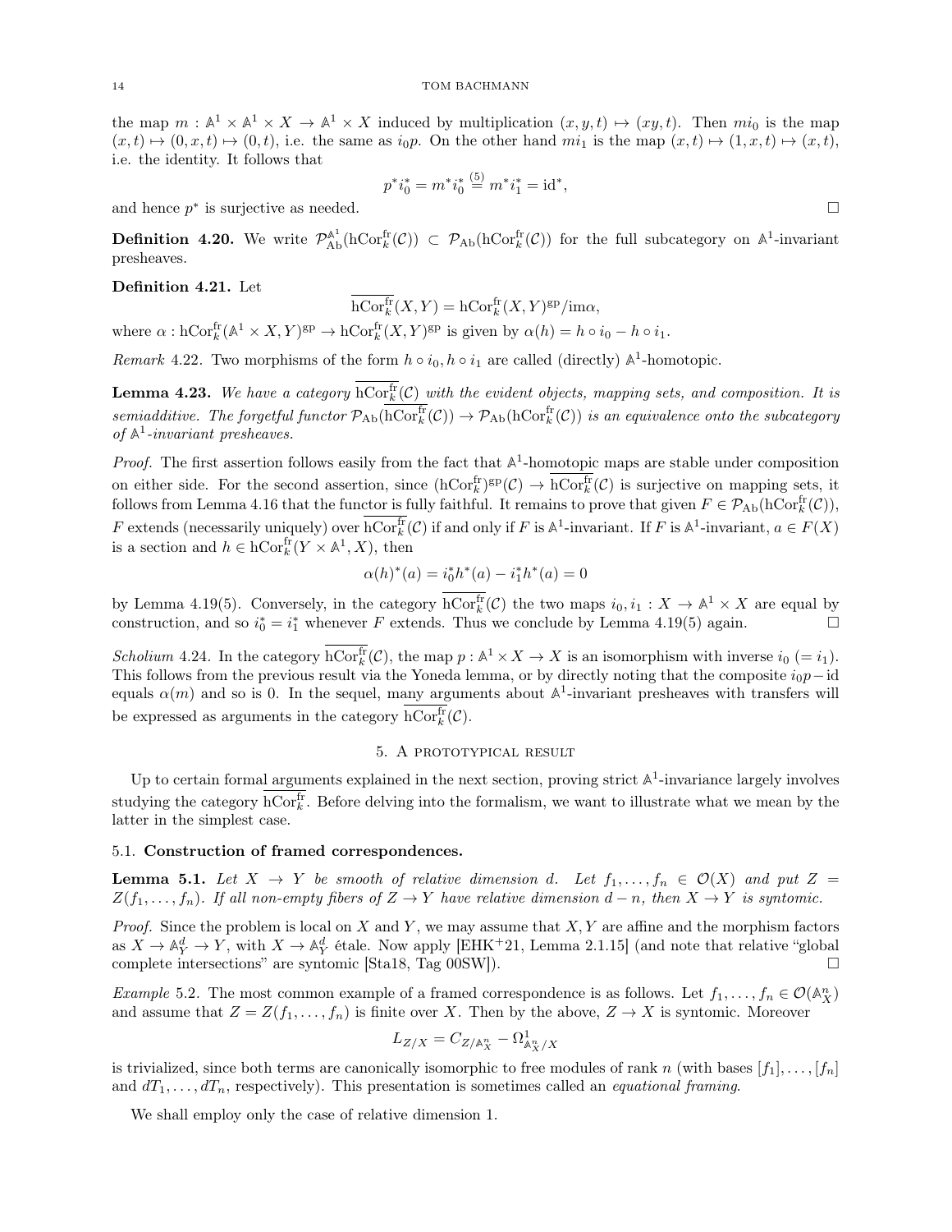the map $m : \mathbb{A}^1 \times \mathbb{A}^1 \times X \to \mathbb{A}^1 \times X$ induced by multiplication $(x, y, t) \mapsto (xy, t)$. Then $mi_0$ is the map $(x, t) \mapsto (0, x, t) \mapsto (0, t)$, i.e. the same as $i_0 p$. On the other hand $mi_1$ is the map $(x, t) \mapsto (1, x, t) \mapsto (x, t)$, i.e. the identity. It follows that

$$p^* i_0^* = m^* i_0^* \overset{(5)}{=} m^* i_1^* = \mathrm{id}^*,$$

and hence $p^*$ is surjective as needed. □

**Definition 4.20.** We write $\mathcal{P}_{\mathrm{Ab}}^{\mathbb{A}^1}(\mathrm{hCor}_k^{\mathrm{fr}}(\mathcal{C})) \subset \mathcal{P}_{\mathrm{Ab}}(\mathrm{hCor}_k^{\mathrm{fr}}(\mathcal{C}))$ for the full subcategory on $\mathbb{A}^1$-invariant presheaves.

**Definition 4.21.** Let

$$\overline{\mathrm{hCor}_k^{\mathrm{fr}}}(X, Y) = \mathrm{hCor}_k^{\mathrm{fr}}(X, Y)^{\mathrm{gp}}/\mathrm{im}\alpha,$$

where $\alpha : \mathrm{hCor}_k^{\mathrm{fr}}(\mathbb{A}^1 \times X, Y)^{\mathrm{gp}} \to \mathrm{hCor}_k^{\mathrm{fr}}(X, Y)^{\mathrm{gp}}$ is given by $\alpha(h) = h \circ i_0 - h \circ i_1$.

*Remark* 4.22. Two morphisms of the form $h \circ i_0, h \circ i_1$ are called (directly) $\mathbb{A}^1$-homotopic.

**Lemma 4.23.** *We have a category $\overline{\mathrm{hCor}_k^{\mathrm{fr}}}(\mathcal{C})$ with the evident objects, mapping sets, and composition. It is semiadditive. The forgetful functor $\mathcal{P}_{\mathrm{Ab}}(\overline{\mathrm{hCor}_k^{\mathrm{fr}}}(\mathcal{C})) \to \mathcal{P}_{\mathrm{Ab}}(\mathrm{hCor}_k^{\mathrm{fr}}(\mathcal{C}))$ is an equivalence onto the subcategory of $\mathbb{A}^1$-invariant presheaves.*

*Proof.* The first assertion follows easily from the fact that $\mathbb{A}^1$-homotopic maps are stable under composition on either side. For the second assertion, since $(\mathrm{hCor}_k^{\mathrm{fr}})^{\mathrm{gp}}(\mathcal{C}) \to \overline{\mathrm{hCor}_k^{\mathrm{fr}}}(\mathcal{C})$ is surjective on mapping sets, it follows from Lemma 4.16 that the functor is fully faithful. It remains to prove that given $F \in \mathcal{P}_{\mathrm{Ab}}(\mathrm{hCor}_k^{\mathrm{fr}}(\mathcal{C}))$, $F$ extends (necessarily uniquely) over $\overline{\mathrm{hCor}_k^{\mathrm{fr}}}(\mathcal{C})$ if and only if $F$ is $\mathbb{A}^1$-invariant. If $F$ is $\mathbb{A}^1$-invariant, $a \in F(X)$ is a section and $h \in \mathrm{hCor}_k^{\mathrm{fr}}(Y \times \mathbb{A}^1, X)$, then

$$\alpha(h)^*(a) = i_0^* h^*(a) - i_1^* h^*(a) = 0$$

by Lemma 4.19(5). Conversely, in the category $\overline{\mathrm{hCor}_k^{\mathrm{fr}}}(\mathcal{C})$ the two maps $i_0, i_1 : X \to \mathbb{A}^1 \times X$ are equal by construction, and so $i_0^* = i_1^*$ whenever $F$ extends. Thus we conclude by Lemma 4.19(5) again. □

*Scholium* 4.24. In the category $\overline{\mathrm{hCor}_k^{\mathrm{fr}}}(\mathcal{C})$, the map $p : \mathbb{A}^1 \times X \to X$ is an isomorphism with inverse $i_0$ $(= i_1)$. This follows from the previous result via the Yoneda lemma, or by directly noting that the composite $i_0 p - \mathrm{id}$ equals $\alpha(m)$ and so is 0. In the sequel, many arguments about $\mathbb{A}^1$-invariant presheaves with transfers will be expressed as arguments in the category $\overline{\mathrm{hCor}_k^{\mathrm{fr}}}(\mathcal{C})$.

## 5. A prototypical result

Up to certain formal arguments explained in the next section, proving strict $\mathbb{A}^1$-invariance largely involves studying the category $\overline{\mathrm{hCor}_k^{\mathrm{fr}}}$. Before delving into the formalism, we want to illustrate what we mean by the latter in the simplest case.

### 5.1. Construction of framed correspondences.

**Lemma 5.1.** *Let $X \to Y$ be smooth of relative dimension $d$. Let $f_1, \ldots, f_n \in \mathcal{O}(X)$ and put $Z = Z(f_1, \ldots, f_n)$. If all non-empty fibers of $Z \to Y$ have relative dimension $d - n$, then $X \to Y$ is syntomic.*

*Proof.* Since the problem is local on $X$ and $Y$, we may assume that $X, Y$ are affine and the morphism factors as $X \to \mathbb{A}_Y^d \to Y$, with $X \to \mathbb{A}_Y^d$ étale. Now apply [EHK+21, Lemma 2.1.15] (and note that relative "global complete intersections" are syntomic [Sta18, Tag 00SW]). □

*Example* 5.2. The most common example of a framed correspondence is as follows. Let $f_1, \ldots, f_n \in \mathcal{O}(\mathbb{A}_X^n)$ and assume that $Z = Z(f_1, \ldots, f_n)$ is finite over $X$. Then by the above, $Z \to X$ is syntomic. Moreover

$$L_{Z/X} = C_{Z/\mathbb{A}_X^n} - \Omega^1_{\mathbb{A}_X^n/X}$$

is trivialized, since both terms are canonically isomorphic to free modules of rank $n$ (with bases $[f_1], \ldots, [f_n]$ and $dT_1, \ldots, dT_n$, respectively). This presentation is sometimes called an *equational framing*.

We shall employ only the case of relative dimension 1.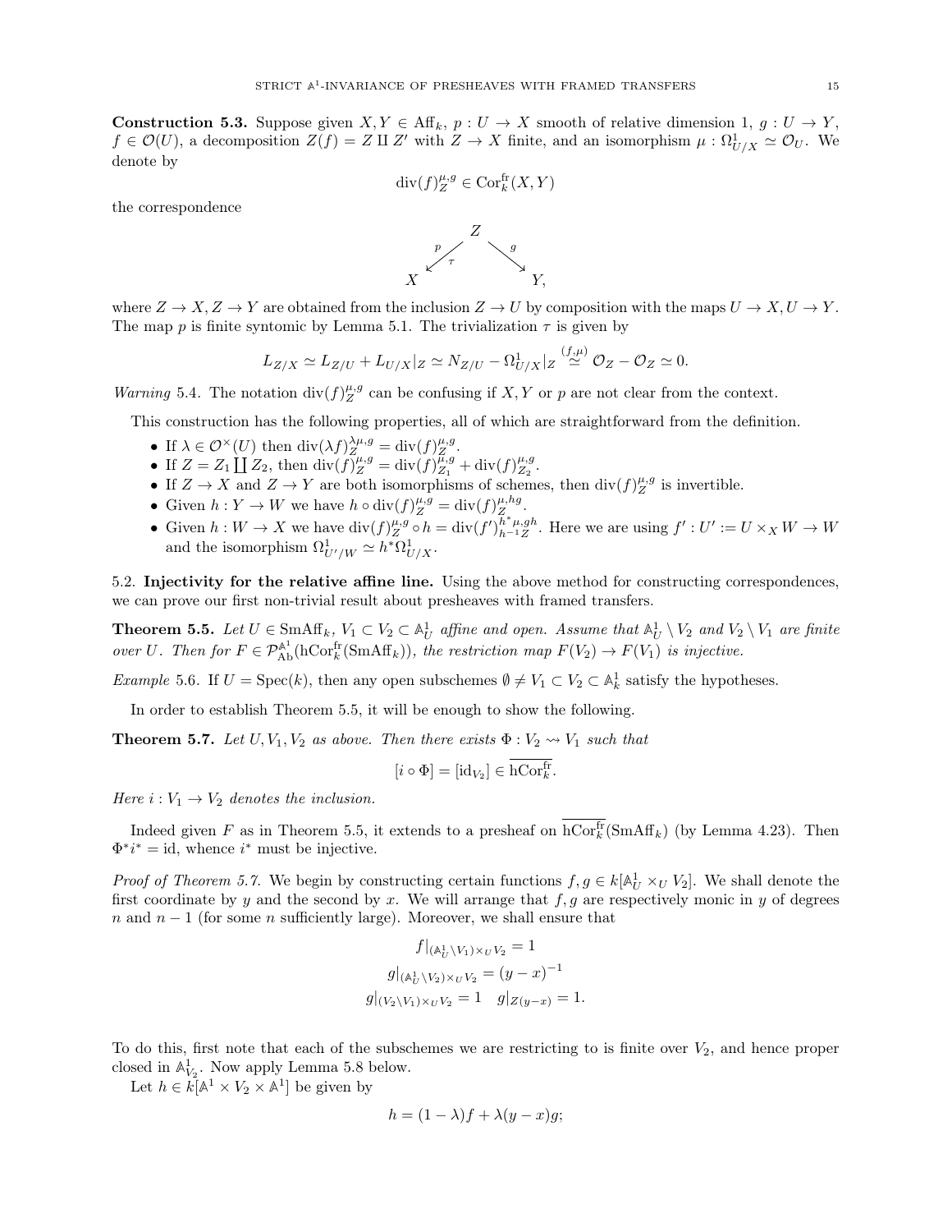**Construction 5.3.** Suppose given $X, Y \in \mathrm{Aff}_k$, $p : U \to X$ smooth of relative dimension 1, $g : U \to Y$, $f \in \mathcal{O}(U)$, a decomposition $Z(f) = Z \amalg Z'$ with $Z \to X$ finite, and an isomorphism $\mu : \Omega^1_{U/X} \simeq \mathcal{O}_U$. We denote by

$$\mathrm{div}(f)^{\mu,g}_Z \in \mathrm{Cor}^{\mathrm{fr}}_k(X, Y)$$

the correspondence

$$\begin{array}{ccc} & Z & \\ {\scriptstyle p}\swarrow_{\tau} & & \searrow{\scriptstyle g} \\ X & & Y, \end{array}$$

where $Z \to X, Z \to Y$ are obtained from the inclusion $Z \to U$ by composition with the maps $U \to X, U \to Y$. The map $p$ is finite syntomic by Lemma 5.1. The trivialization $\tau$ is given by

$$L_{Z/X} \simeq L_{Z/U} + L_{U/X}|_Z \simeq N_{Z/U} - \Omega^1_{U/X}|_Z \overset{(f,\mu)}{\simeq} \mathcal{O}_Z - \mathcal{O}_Z \simeq 0.$$

*Warning* 5.4. The notation $\mathrm{div}(f)^{\mu,g}_Z$ can be confusing if $X, Y$ or $p$ are not clear from the context.

This construction has the following properties, all of which are straightforward from the definition.

- If $\lambda \in \mathcal{O}^\times(U)$ then $\mathrm{div}(\lambda f)^{\lambda\mu,g}_Z = \mathrm{div}(f)^{\mu,g}_Z$.
- If $Z = Z_1 \coprod Z_2$, then $\mathrm{div}(f)^{\mu,g}_Z = \mathrm{div}(f)^{\mu,g}_{Z_1} + \mathrm{div}(f)^{\mu,g}_{Z_2}$.
- If $Z \to X$ and $Z \to Y$ are both isomorphisms of schemes, then $\mathrm{div}(f)^{\mu,g}_Z$ is invertible.
- Given $h : Y \to W$ we have $h \circ \mathrm{div}(f)^{\mu,g}_Z = \mathrm{div}(f)^{\mu,hg}_Z$.
- Given $h : W \to X$ we have $\mathrm{div}(f)^{\mu,g}_Z \circ h = \mathrm{div}(f')^{h^*\mu,gh}_{h^{-1}Z}$. Here we are using $f' : U' := U \times_X W \to W$ and the isomorphism $\Omega^1_{U'/W} \simeq h^*\Omega^1_{U/X}$.

5.2. **Injectivity for the relative affine line.** Using the above method for constructing correspondences, we can prove our first non-trivial result about presheaves with framed transfers.

**Theorem 5.5.** *Let $U \in \mathrm{SmAff}_k$, $V_1 \subset V_2 \subset \mathbb{A}^1_U$ affine and open. Assume that $\mathbb{A}^1_U \setminus V_2$ and $V_2 \setminus V_1$ are finite over $U$. Then for $F \in \mathcal{P}^{\mathbb{A}^1}_{\mathrm{Ab}}(\mathrm{hCor}^{\mathrm{fr}}_k(\mathrm{SmAff}_k))$, the restriction map $F(V_2) \to F(V_1)$ is injective.*

*Example* 5.6. If $U = \mathrm{Spec}(k)$, then any open subschemes $\emptyset \neq V_1 \subset V_2 \subset \mathbb{A}^1_k$ satisfy the hypotheses.

In order to establish Theorem 5.5, it will be enough to show the following.

**Theorem 5.7.** *Let $U, V_1, V_2$ as above. Then there exists $\Phi : V_2 \rightsquigarrow V_1$ such that*

$$[i \circ \Phi] = [\mathrm{id}_{V_2}] \in \overline{\mathrm{hCor}^{\mathrm{fr}}_k}.$$

*Here $i : V_1 \to V_2$ denotes the inclusion.*

Indeed given $F$ as in Theorem 5.5, it extends to a presheaf on $\overline{\mathrm{hCor}^{\mathrm{fr}}_k}(\mathrm{SmAff}_k)$ (by Lemma 4.23). Then $\Phi^* i^* = \mathrm{id}$, whence $i^*$ must be injective.

*Proof of Theorem 5.7.* We begin by constructing certain functions $f, g \in k[\mathbb{A}^1_U \times_U V_2]$. We shall denote the first coordinate by $y$ and the second by $x$. We will arrange that $f, g$ are respectively monic in $y$ of degrees $n$ and $n-1$ (for some $n$ sufficiently large). Moreover, we shall ensure that

$$f|_{(\mathbb{A}^1_U \setminus V_1) \times_U V_2} = 1$$
$$g|_{(\mathbb{A}^1_U \setminus V_2) \times_U V_2} = (y - x)^{-1}$$
$$g|_{(V_2 \setminus V_1) \times_U V_2} = 1 \quad g|_{Z(y-x)} = 1.$$

To do this, first note that each of the subschemes we are restricting to is finite over $V_2$, and hence proper closed in $\mathbb{A}^1_{V_2}$. Now apply Lemma 5.8 below.

Let $h \in k[\mathbb{A}^1 \times V_2 \times \mathbb{A}^1]$ be given by

$$h = (1 - \lambda) f + \lambda (y - x) g;$$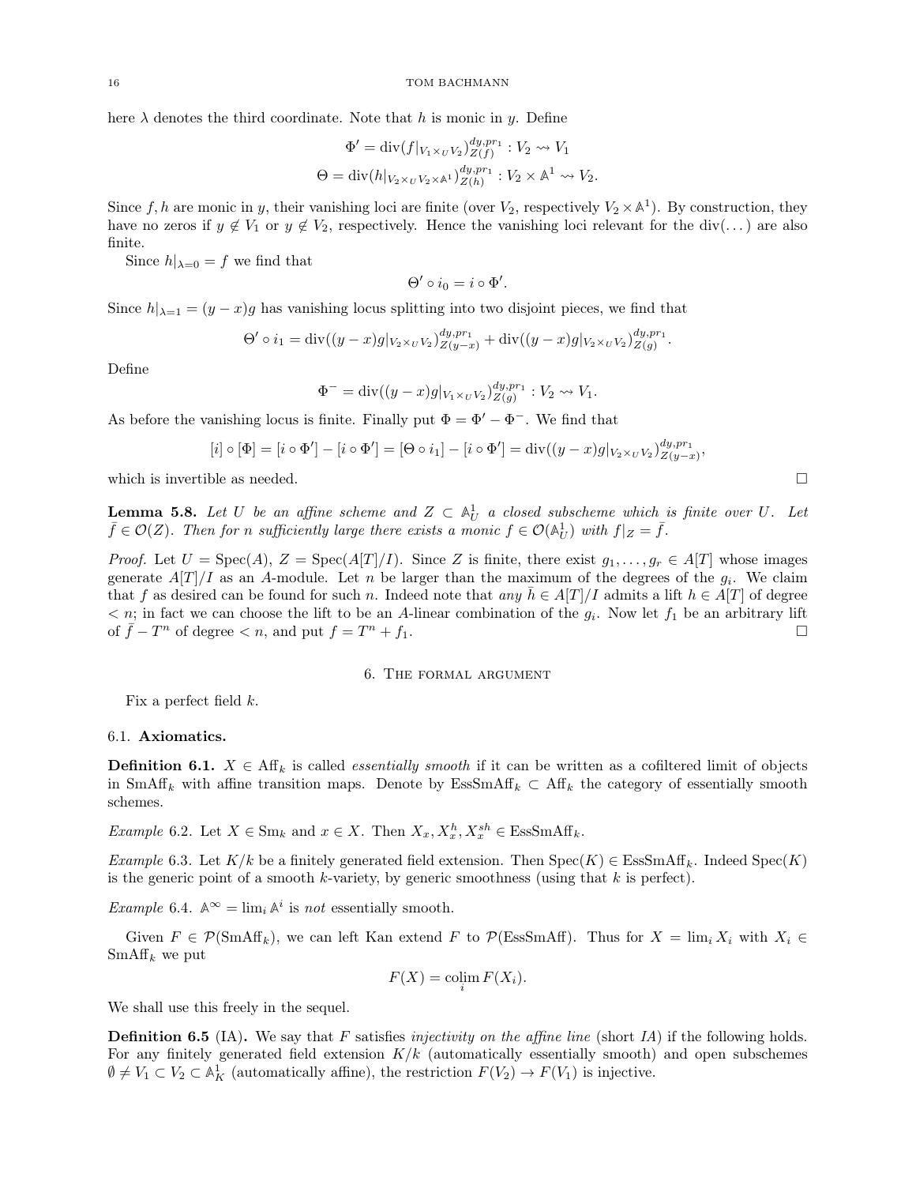here $\lambda$ denotes the third coordinate. Note that $h$ is monic in $y$. Define

$$\Phi' = \operatorname{div}(f|_{V_1 \times_U V_2})^{dy, pr_1}_{Z(f)} : V_2 \rightsquigarrow V_1$$
$$\Theta = \operatorname{div}(h|_{V_2 \times_U V_2 \times \mathbb{A}^1})^{dy, pr_1}_{Z(h)} : V_2 \times \mathbb{A}^1 \rightsquigarrow V_2.$$

Since $f, h$ are monic in $y$, their vanishing loci are finite (over $V_2$, respectively $V_2 \times \mathbb{A}^1$). By construction, they have no zeros if $y \notin V_1$ or $y \notin V_2$, respectively. Hence the vanishing loci relevant for the $\operatorname{div}(\dots)$ are also finite.

Since $h|_{\lambda=0} = f$ we find that

$$\Theta' \circ i_0 = i \circ \Phi'.$$

Since $h|_{\lambda=1} = (y-x)g$ has vanishing locus splitting into two disjoint pieces, we find that

$$\Theta' \circ i_1 = \operatorname{div}((y-x)g|_{V_2 \times_U V_2})^{dy, pr_1}_{Z(y-x)} + \operatorname{div}((y-x)g|_{V_2 \times_U V_2})^{dy, pr_1}_{Z(g)}.$$

Define

$$\Phi^- = \operatorname{div}((y-x)g|_{V_1 \times_U V_2})^{dy, pr_1}_{Z(g)} : V_2 \rightsquigarrow V_1.$$

As before the vanishing locus is finite. Finally put $\Phi = \Phi' - \Phi^-$. We find that

$$[i] \circ [\Phi] = [i \circ \Phi'] - [i \circ \Phi'] = [\Theta \circ i_1] - [i \circ \Phi'] = \operatorname{div}((y-x)g|_{V_2 \times_U V_2})^{dy, pr_1}_{Z(y-x)},$$

which is invertible as needed. □

**Lemma 5.8.** *Let $U$ be an affine scheme and $Z \subset \mathbb{A}^1_U$ a closed subscheme which is finite over $U$. Let $\bar{f} \in \mathcal{O}(Z)$. Then for $n$ sufficiently large there exists a monic $f \in \mathcal{O}(\mathbb{A}^1_U)$ with $f|_Z = \bar{f}$.*

*Proof.* Let $U = \operatorname{Spec}(A)$, $Z = \operatorname{Spec}(A[T]/I)$. Since $Z$ is finite, there exist $g_1, \dots, g_r \in A[T]$ whose images generate $A[T]/I$ as an $A$-module. Let $n$ be larger than the maximum of the degrees of the $g_i$. We claim that $f$ as desired can be found for such $n$. Indeed note that *any* $\bar{h} \in A[T]/I$ admits a lift $h \in A[T]$ of degree $< n$; in fact we can choose the lift to be an $A$-linear combination of the $g_i$. Now let $f_1$ be an arbitrary lift of $\bar{f} - T^n$ of degree $< n$, and put $f = T^n + f_1$. □

## 6. The formal argument

Fix a perfect field $k$.

### 6.1. Axiomatics.

**Definition 6.1.** $X \in \mathrm{Aff}_k$ is called *essentially smooth* if it can be written as a cofiltered limit of objects in $\mathrm{SmAff}_k$ with affine transition maps. Denote by $\mathrm{EssSmAff}_k \subset \mathrm{Aff}_k$ the category of essentially smooth schemes.

*Example* 6.2. Let $X \in \mathrm{Sm}_k$ and $x \in X$. Then $X_x, X_x^h, X_x^{sh} \in \mathrm{EssSmAff}_k$.

*Example* 6.3. Let $K/k$ be a finitely generated field extension. Then $\operatorname{Spec}(K) \in \mathrm{EssSmAff}_k$. Indeed $\operatorname{Spec}(K)$ is the generic point of a smooth $k$-variety, by generic smoothness (using that $k$ is perfect).

*Example* 6.4. $\mathbb{A}^\infty = \lim_i \mathbb{A}^i$ is *not* essentially smooth.

Given $F \in \mathcal{P}(\mathrm{SmAff}_k)$, we can left Kan extend $F$ to $\mathcal{P}(\mathrm{EssSmAff})$. Thus for $X = \lim_i X_i$ with $X_i \in \mathrm{SmAff}_k$ we put

$$F(X) = \operatorname*{colim}_i F(X_i).$$

We shall use this freely in the sequel.

**Definition 6.5** (IA)**.** We say that $F$ satisfies *injectivity on the affine line* (short *IA*) if the following holds. For any finitely generated field extension $K/k$ (automatically essentially smooth) and open subschemes $\emptyset \neq V_1 \subset V_2 \subset \mathbb{A}^1_K$ (automatically affine), the restriction $F(V_2) \to F(V_1)$ is injective.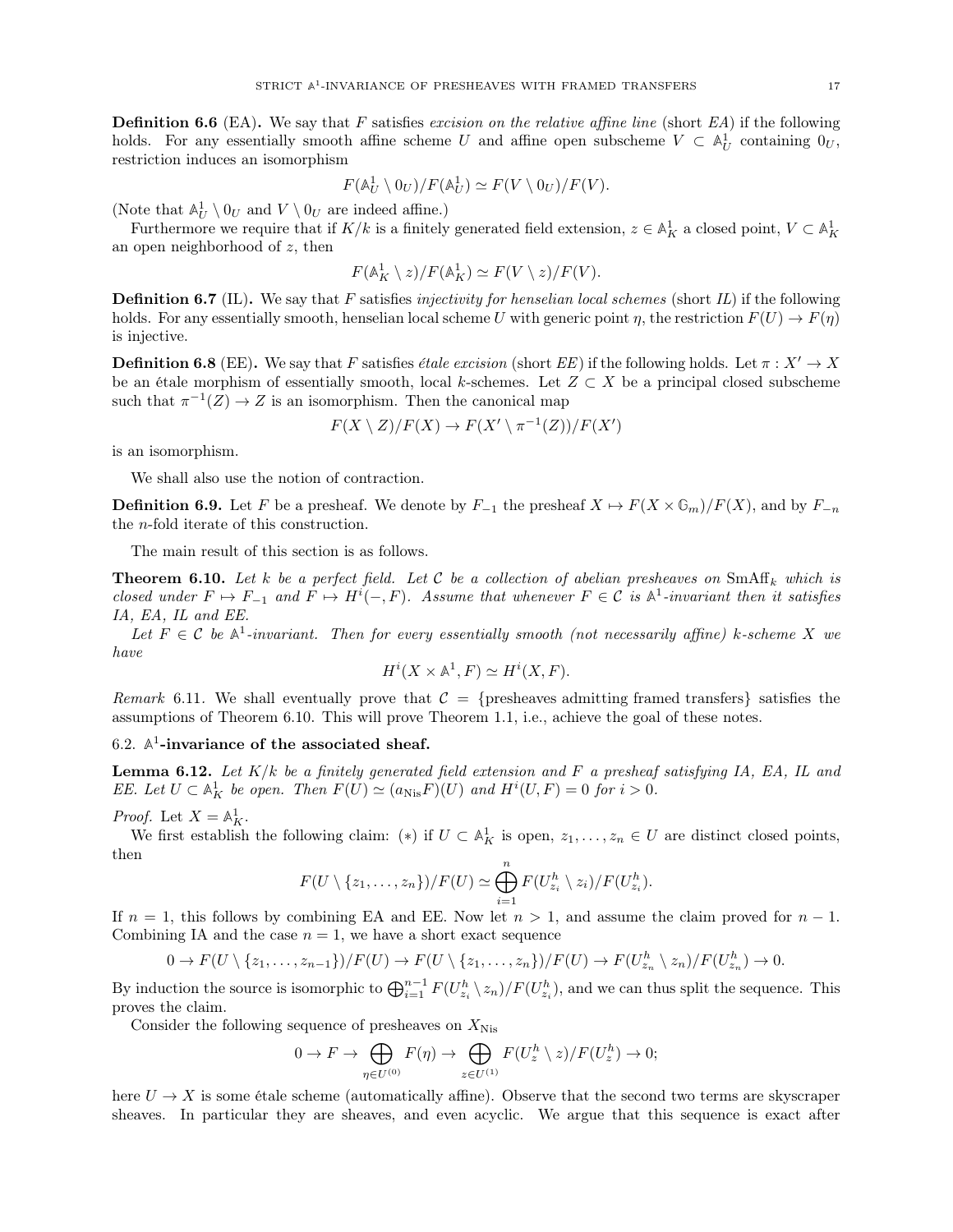**Definition 6.6** (EA)**.** We say that $F$ satisfies *excision on the relative affine line* (short *EA*) if the following holds. For any essentially smooth affine scheme $U$ and affine open subscheme $V \subset \mathbb{A}^1_U$ containing $0_U$, restriction induces an isomorphism

$$F(\mathbb{A}^1_U \setminus 0_U)/F(\mathbb{A}^1_U) \simeq F(V \setminus 0_U)/F(V).$$

(Note that $\mathbb{A}^1_U \setminus 0_U$ and $V \setminus 0_U$ are indeed affine.)

Furthermore we require that if $K/k$ is a finitely generated field extension, $z \in \mathbb{A}^1_K$ a closed point, $V \subset \mathbb{A}^1_K$ an open neighborhood of $z$, then

$$F(\mathbb{A}^1_K \setminus z)/F(\mathbb{A}^1_K) \simeq F(V \setminus z)/F(V).$$

**Definition 6.7** (IL)**.** We say that $F$ satisfies *injectivity for henselian local schemes* (short *IL*) if the following holds. For any essentially smooth, henselian local scheme $U$ with generic point $\eta$, the restriction $F(U) \to F(\eta)$ is injective.

**Definition 6.8** (EE)**.** We say that $F$ satisfies *étale excision* (short *EE*) if the following holds. Let $\pi : X' \to X$ be an étale morphism of essentially smooth, local $k$-schemes. Let $Z \subset X$ be a principal closed subscheme such that $\pi^{-1}(Z) \to Z$ is an isomorphism. Then the canonical map

$$F(X \setminus Z)/F(X) \to F(X' \setminus \pi^{-1}(Z))/F(X')$$

is an isomorphism.

We shall also use the notion of contraction.

**Definition 6.9.** Let $F$ be a presheaf. We denote by $F_{-1}$ the presheaf $X \mapsto F(X \times \mathbb{G}_m)/F(X)$, and by $F_{-n}$ the $n$-fold iterate of this construction.

The main result of this section is as follows.

**Theorem 6.10.** *Let $k$ be a perfect field. Let $\mathcal{C}$ be a collection of abelian presheaves on $\mathrm{SmAff}_k$ which is closed under $F \mapsto F_{-1}$ and $F \mapsto H^i(-, F)$. Assume that whenever $F \in \mathcal{C}$ is $\mathbb{A}^1$-invariant then it satisfies IA, EA, IL and EE.*

*Let $F \in \mathcal{C}$ be $\mathbb{A}^1$-invariant. Then for every essentially smooth (not necessarily affine) $k$-scheme $X$ we have*

$$H^i(X \times \mathbb{A}^1, F) \simeq H^i(X, F).$$

*Remark* 6.11. We shall eventually prove that $\mathcal{C} = \{$presheaves admitting framed transfers$\}$ satisfies the assumptions of Theorem 6.10. This will prove Theorem 1.1, i.e., achieve the goal of these notes.

## 6.2. $\mathbb{A}^1$-invariance of the associated sheaf.

**Lemma 6.12.** *Let $K/k$ be a finitely generated field extension and $F$ a presheaf satisfying IA, EA, IL and EE. Let $U \subset \mathbb{A}^1_K$ be open. Then $F(U) \simeq (a_{\mathrm{Nis}}F)(U)$ and $H^i(U, F) = 0$ for $i > 0$.*

*Proof.* Let $X = \mathbb{A}^1_K$.

We first establish the following claim: $(*)$ if $U \subset \mathbb{A}^1_K$ is open, $z_1, \ldots, z_n \in U$ are distinct closed points, then

$$F(U \setminus \{z_1, \ldots, z_n\})/F(U) \simeq \bigoplus_{i=1}^{n} F(U^h_{z_i} \setminus z_i)/F(U^h_{z_i}).$$

If $n = 1$, this follows by combining EA and EE. Now let $n > 1$, and assume the claim proved for $n - 1$. Combining IA and the case $n = 1$, we have a short exact sequence

$$0 \to F(U \setminus \{z_1, \ldots, z_{n-1}\})/F(U) \to F(U \setminus \{z_1, \ldots, z_n\})/F(U) \to F(U^h_{z_n} \setminus z_n)/F(U^h_{z_n}) \to 0.$$

By induction the source is isomorphic to $\bigoplus_{i=1}^{n-1} F(U^h_{z_i} \setminus z_n)/F(U^h_{z_i})$, and we can thus split the sequence. This proves the claim.

Consider the following sequence of presheaves on $X_{\mathrm{Nis}}$

$$0 \to F \to \bigoplus_{\eta \in U^{(0)}} F(\eta) \to \bigoplus_{z \in U^{(1)}} F(U^h_z \setminus z)/F(U^h_z) \to 0;$$

here $U \to X$ is some étale scheme (automatically affine). Observe that the second two terms are skyscraper sheaves. In particular they are sheaves, and even acyclic. We argue that this sequence is exact after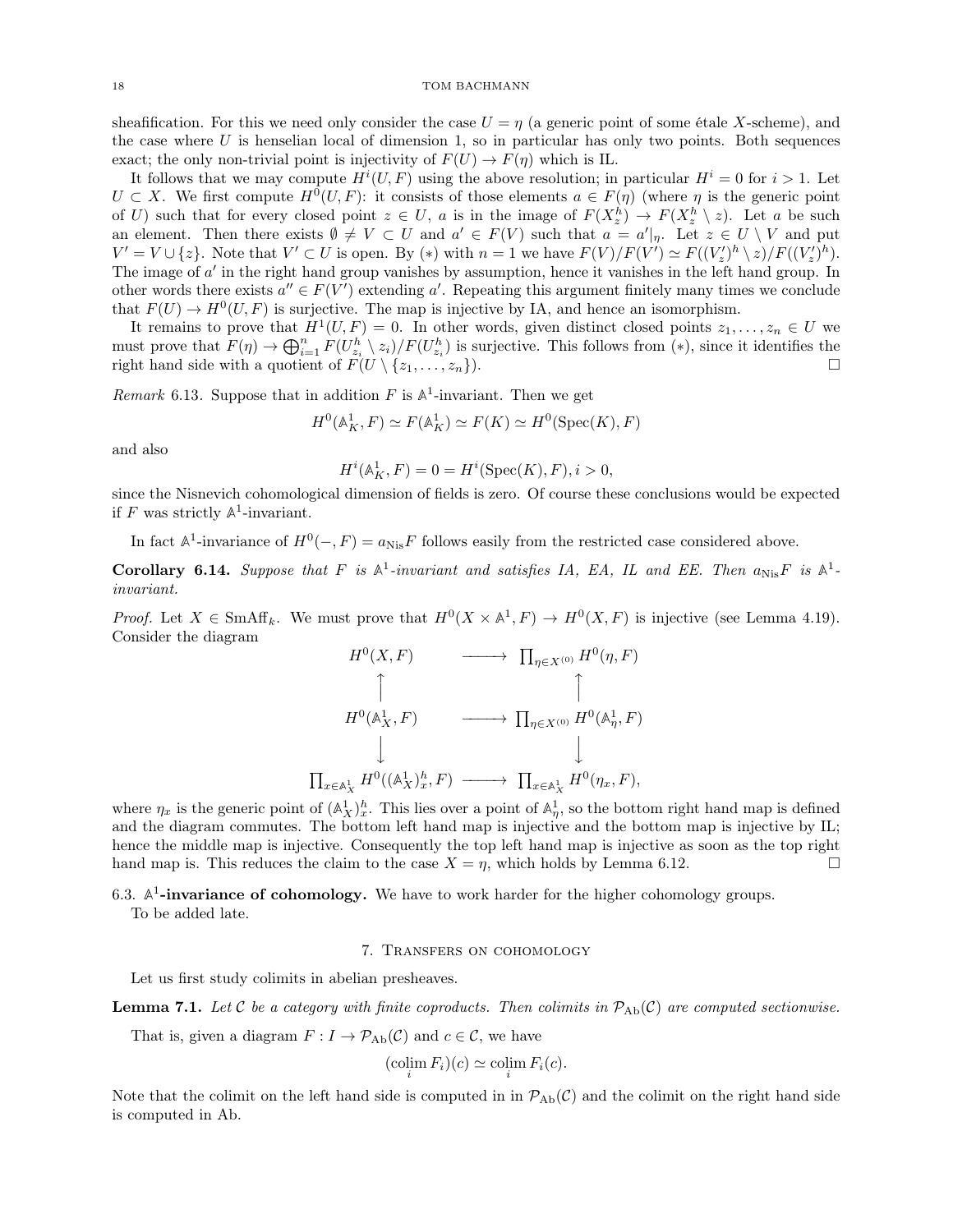sheafification. For this we need only consider the case $U = \eta$ (a generic point of some étale $X$-scheme), and the case where $U$ is henselian local of dimension 1, so in particular has only two points. Both sequences exact; the only non-trivial point is injectivity of $F(U) \to F(\eta)$ which is IL.

It follows that we may compute $H^i(U, F)$ using the above resolution; in particular $H^i = 0$ for $i > 1$. Let $U \subset X$. We first compute $H^0(U, F)$: it consists of those elements $a \in F(\eta)$ (where $\eta$ is the generic point of $U$) such that for every closed point $z \in U$, $a$ is in the image of $F(X_z^h) \to F(X_z^h \setminus z)$. Let $a$ be such an element. Then there exists $\emptyset \neq V \subset U$ and $a' \in F(V)$ such that $a = a'|_\eta$. Let $z \in U \setminus V$ and put $V' = V \cup \{z\}$. Note that $V' \subset U$ is open. By $(*)$ with $n = 1$ we have $F(V)/F(V') \simeq F((V'_z)^h \setminus z)/F((V'_z)^h)$. The image of $a'$ in the right hand group vanishes by assumption, hence it vanishes in the left hand group. In other words there exists $a'' \in F(V')$ extending $a'$. Repeating this argument finitely many times we conclude that $F(U) \to H^0(U, F)$ is surjective. The map is injective by IA, and hence an isomorphism.

It remains to prove that $H^1(U, F) = 0$. In other words, given distinct closed points $z_1, \ldots, z_n \in U$ we must prove that $F(\eta) \to \bigoplus_{i=1}^n F(U_{z_i}^h \setminus z_i)/F(U_{z_i}^h)$ is surjective. This follows from $(*)$, since it identifies the right hand side with a quotient of $F(U \setminus \{z_1, \ldots, z_n\})$. □

*Remark* 6.13. Suppose that in addition $F$ is $\mathbb{A}^1$-invariant. Then we get

$$H^0(\mathbb{A}^1_K, F) \simeq F(\mathbb{A}^1_K) \simeq F(K) \simeq H^0(\operatorname{Spec}(K), F)$$

and also

$$H^i(\mathbb{A}^1_K, F) = 0 = H^i(\operatorname{Spec}(K), F), i > 0,$$

since the Nisnevich cohomological dimension of fields is zero. Of course these conclusions would be expected if $F$ was strictly $\mathbb{A}^1$-invariant.

In fact $\mathbb{A}^1$-invariance of $H^0(-, F) = a_{\mathrm{Nis}}F$ follows easily from the restricted case considered above.

**Corollary 6.14.** *Suppose that $F$ is $\mathbb{A}^1$-invariant and satisfies IA, EA, IL and EE. Then $a_{\mathrm{Nis}}F$ is $\mathbb{A}^1$-invariant.*

*Proof.* Let $X \in \mathrm{SmAff}_k$. We must prove that $H^0(X \times \mathbb{A}^1, F) \to H^0(X, F)$ is injective (see Lemma 4.19). Consider the diagram

$$\begin{array}{ccc}
H^0(X, F) & \longrightarrow & \prod_{\eta \in X^{(0)}} H^0(\eta, F) \\
\uparrow & & \uparrow \\
H^0(\mathbb{A}^1_X, F) & \longrightarrow & \prod_{\eta \in X^{(0)}} H^0(\mathbb{A}^1_\eta, F) \\
\downarrow & & \downarrow \\
\prod_{x \in \mathbb{A}^1_X} H^0((\mathbb{A}^1_X)^h_x, F) & \longrightarrow & \prod_{x \in \mathbb{A}^1_X} H^0(\eta_x, F),
\end{array}$$

where $\eta_x$ is the generic point of $(\mathbb{A}^1_X)^h_x$. This lies over a point of $\mathbb{A}^1_\eta$, so the bottom right hand map is defined and the diagram commutes. The bottom left hand map is injective and the bottom map is injective by IL; hence the middle map is injective. Consequently the top left hand map is injective as soon as the top right hand map is. This reduces the claim to the case $X = \eta$, which holds by Lemma 6.12. □

### 6.3. $\mathbb{A}^1$-invariance of cohomology.

We have to work harder for the higher cohomology groups.

To be added late.

## 7. Transfers on cohomology

Let us first study colimits in abelian presheaves.

**Lemma 7.1.** *Let $\mathcal{C}$ be a category with finite coproducts. Then colimits in $\mathcal{P}_{\mathrm{Ab}}(\mathcal{C})$ are computed sectionwise.*

That is, given a diagram $F : I \to \mathcal{P}_{\mathrm{Ab}}(\mathcal{C})$ and $c \in \mathcal{C}$, we have

$$(\operatorname*{colim}_i F_i)(c) \simeq \operatorname*{colim}_i F_i(c).$$

Note that the colimit on the left hand side is computed in in $\mathcal{P}_{\mathrm{Ab}}(\mathcal{C})$ and the colimit on the right hand side is computed in Ab.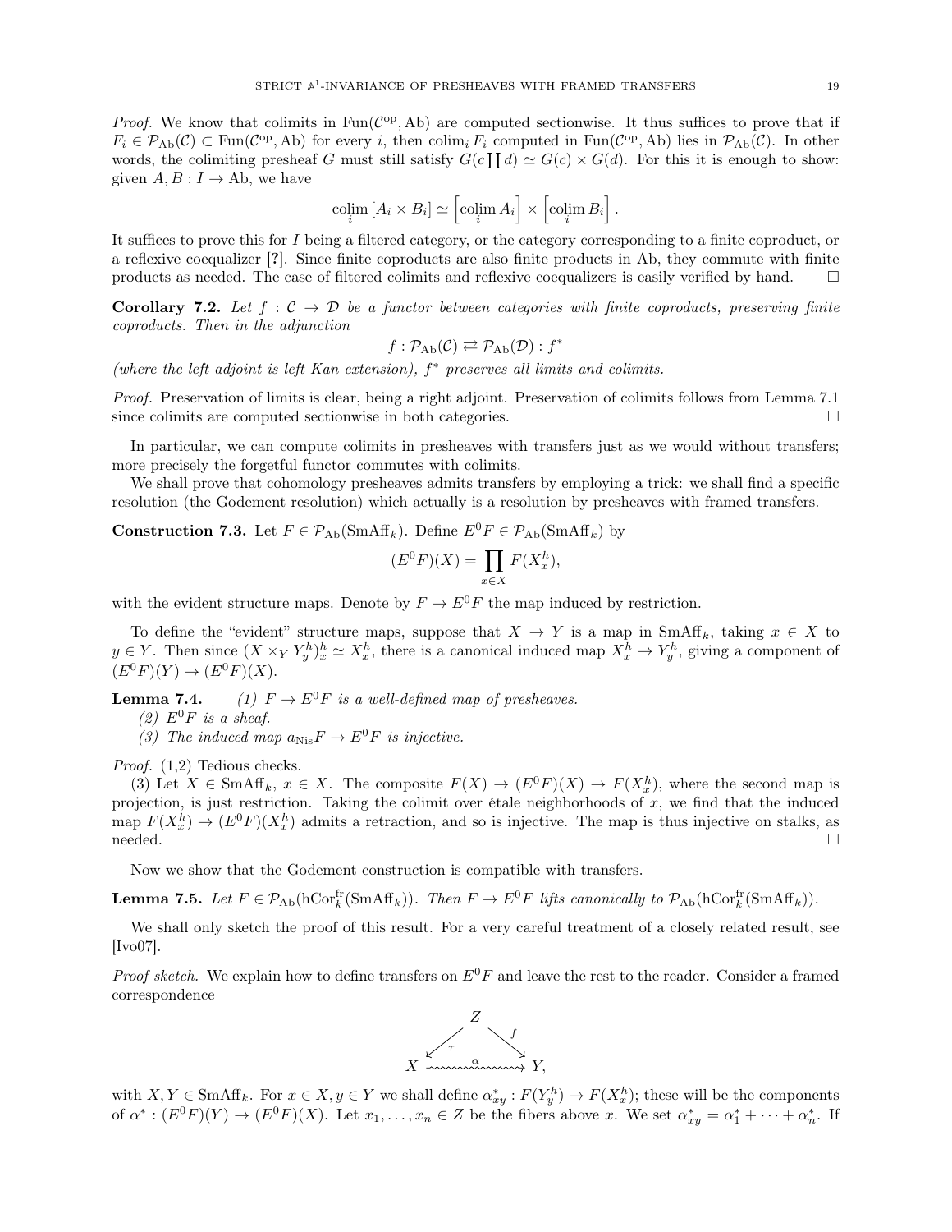*Proof.* We know that colimits in $\mathrm{Fun}(\mathcal{C}^{\mathrm{op}}, \mathrm{Ab})$ are computed sectionwise. It thus suffices to prove that if $F_i \in \mathcal{P}_{\mathrm{Ab}}(\mathcal{C}) \subset \mathrm{Fun}(\mathcal{C}^{\mathrm{op}}, \mathrm{Ab})$ for every $i$, then $\mathrm{colim}_i F_i$ computed in $\mathrm{Fun}(\mathcal{C}^{\mathrm{op}}, \mathrm{Ab})$ lies in $\mathcal{P}_{\mathrm{Ab}}(\mathcal{C})$. In other words, the colimiting presheaf $G$ must still satisfy $G(c \coprod d) \simeq G(c) \times G(d)$. For this it is enough to show: given $A, B : I \to \mathrm{Ab}$, we have

$$\operatorname*{colim}_i \left[A_i \times B_i\right] \simeq \left[\operatorname*{colim}_i A_i\right] \times \left[\operatorname*{colim}_i B_i\right].$$

It suffices to prove this for $I$ being a filtered category, or the category corresponding to a finite coproduct, or a reflexive coequalizer [?]. Since finite coproducts are also finite products in Ab, they commute with finite products as needed. The case of filtered colimits and reflexive coequalizers is easily verified by hand. □

**Corollary 7.2.** *Let $f : \mathcal{C} \to \mathcal{D}$ be a functor between categories with finite coproducts, preserving finite coproducts. Then in the adjunction*

$$f : \mathcal{P}_{\mathrm{Ab}}(\mathcal{C}) \rightleftarrows \mathcal{P}_{\mathrm{Ab}}(\mathcal{D}) : f^*$$

*(where the left adjoint is left Kan extension), $f^*$ preserves all limits and colimits.*

*Proof.* Preservation of limits is clear, being a right adjoint. Preservation of colimits follows from Lemma 7.1 since colimits are computed sectionwise in both categories. □

In particular, we can compute colimits in presheaves with transfers just as we would without transfers; more precisely the forgetful functor commutes with colimits.

We shall prove that cohomology presheaves admits transfers by employing a trick: we shall find a specific resolution (the Godement resolution) which actually is a resolution by presheaves with framed transfers.

**Construction 7.3.** Let $F \in \mathcal{P}_{\mathrm{Ab}}(\mathrm{SmAff}_k)$. Define $E^0F \in \mathcal{P}_{\mathrm{Ab}}(\mathrm{SmAff}_k)$ by

$$(E^0F)(X) = \prod_{x \in X} F(X_x^h),$$

with the evident structure maps. Denote by $F \to E^0F$ the map induced by restriction.

To define the "evident" structure maps, suppose that $X \to Y$ is a map in $\mathrm{SmAff}_k$, taking $x \in X$ to $y \in Y$. Then since $(X \times_Y Y_y^h)_x^h \simeq X_x^h$, there is a canonical induced map $X_x^h \to Y_y^h$, giving a component of $(E^0F)(Y) \to (E^0F)(X)$.

**Lemma 7.4.** 
*(1) $F \to E^0F$ is a well-defined map of presheaves.*
*(2) $E^0F$ is a sheaf.*
*(3) The induced map $a_{\mathrm{Nis}}F \to E^0F$ is injective.*

*Proof.* (1,2) Tedious checks.

(3) Let $X \in \mathrm{SmAff}_k$, $x \in X$. The composite $F(X) \to (E^0F)(X) \to F(X_x^h)$, where the second map is projection, is just restriction. Taking the colimit over étale neighborhoods of $x$, we find that the induced map $F(X_x^h) \to (E^0F)(X_x^h)$ admits a retraction, and so is injective. The map is thus injective on stalks, as needed. □

Now we show that the Godement construction is compatible with transfers.

**Lemma 7.5.** *Let $F \in \mathcal{P}_{\mathrm{Ab}}(\mathrm{hCor}_k^{\mathrm{fr}}(\mathrm{SmAff}_k))$. Then $F \to E^0F$ lifts canonically to $\mathcal{P}_{\mathrm{Ab}}(\mathrm{hCor}_k^{\mathrm{fr}}(\mathrm{SmAff}_k))$.*

We shall only sketch the proof of this result. For a very careful treatment of a closely related result, see [Ivo07].

*Proof sketch.* We explain how to define transfers on $E^0F$ and leave the rest to the reader. Consider a framed correspondence

$$\begin{array}{ccc} & Z & \\ \swarrow^{\tau} & & \searrow^{f} \\ X & \overset{\alpha}{\rightsquigarrow} & Y, \end{array}$$

with $X, Y \in \mathrm{SmAff}_k$. For $x \in X, y \in Y$ we shall define $\alpha_{xy}^* : F(Y_y^h) \to F(X_x^h)$; these will be the components of $\alpha^* : (E^0F)(Y) \to (E^0F)(X)$. Let $x_1, \ldots, x_n \in Z$ be the fibers above $x$. We set $\alpha_{xy}^* = \alpha_1^* + \cdots + \alpha_n^*$. If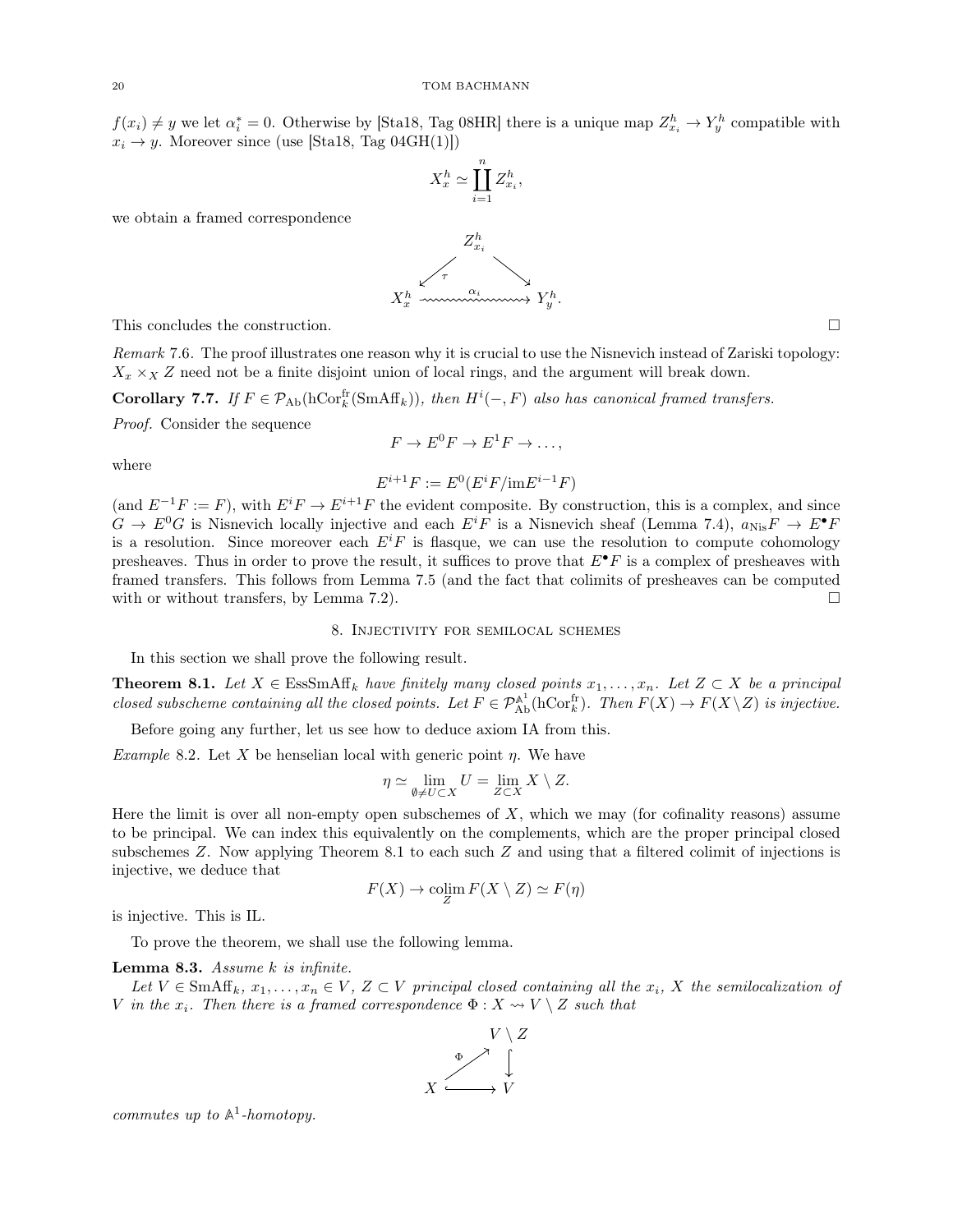$f(x_i) \neq y$ we let $\alpha_i^* = 0$. Otherwise by [Sta18, Tag 08HR] there is a unique map $Z^h_{x_i} \to Y^h_y$ compatible with $x_i \to y$. Moreover since (use [Sta18, Tag 04GH(1)])

$$X^h_x \simeq \coprod_{i=1}^n Z^h_{x_i},$$

we obtain a framed correspondence

$$\begin{array}{ccc} & Z^h_{x_i} & \\ \swarrow^{\tau} & & \searrow \\ X^h_x & \overset{\alpha_i}{\rightsquigarrow} & Y^h_y. \end{array}$$

This concludes the construction. $\square$

*Remark* 7.6. The proof illustrates one reason why it is crucial to use the Nisnevich instead of Zariski topology: $X_x \times_X Z$ need not be a finite disjoint union of local rings, and the argument will break down.

**Corollary 7.7.** *If $F \in \mathcal{P}_{\mathrm{Ab}}(\mathrm{hCor}^{\mathrm{fr}}_k(\mathrm{SmAff}_k))$, then $H^i(-, F)$ also has canonical framed transfers.*

*Proof.* Consider the sequence

$$F \to E^0F \to E^1F \to \dots,$$

where

$$E^{i+1}F := E^0(E^iF/\mathrm{im}E^{i-1}F)$$

(and $E^{-1}F := F$), with $E^iF \to E^{i+1}F$ the evident composite. By construction, this is a complex, and since $G \to E^0G$ is Nisnevich locally injective and each $E^iF$ is a Nisnevich sheaf (Lemma 7.4), $a_{\mathrm{Nis}}F \to E^\bullet F$ is a resolution. Since moreover each $E^iF$ is flasque, we can use the resolution to compute cohomology presheaves. Thus in order to prove the result, it suffices to prove that $E^\bullet F$ is a complex of presheaves with framed transfers. This follows from Lemma 7.5 (and the fact that colimits of presheaves can be computed with or without transfers, by Lemma 7.2). $\square$

## 8. Injectivity for semilocal schemes

In this section we shall prove the following result.

**Theorem 8.1.** *Let $X \in \mathrm{EssSmAff}_k$ have finitely many closed points $x_1, \dots, x_n$. Let $Z \subset X$ be a principal closed subscheme containing all the closed points. Let $F \in \mathcal{P}^{\mathbb{A}^1}_{\mathrm{Ab}}(\mathrm{hCor}^{\mathrm{fr}}_k)$. Then $F(X) \to F(X \setminus Z)$ is injective.*

Before going any further, let us see how to deduce axiom IA from this.

*Example* 8.2. Let $X$ be henselian local with generic point $\eta$. We have

$$\eta \simeq \lim_{\emptyset \neq U \subset X} U = \lim_{Z \subset X} X \setminus Z.$$

Here the limit is over all non-empty open subschemes of $X$, which we may (for cofinality reasons) assume to be principal. We can index this equivalently on the complements, which are the proper principal closed subschemes $Z$. Now applying Theorem 8.1 to each such $Z$ and using that a filtered colimit of injections is injective, we deduce that

$$F(X) \to \operatorname*{colim}_Z F(X \setminus Z) \simeq F(\eta)$$

is injective. This is IL.

To prove the theorem, we shall use the following lemma.

**Lemma 8.3.** *Assume $k$ is infinite.*

*Let $V \in \mathrm{SmAff}_k$, $x_1, \dots, x_n \in V$, $Z \subset V$ principal closed containing all the $x_i$, $X$ the semilocalization of $V$ in the $x_i$. Then there is a framed correspondence $\Phi : X \rightsquigarrow V \setminus Z$ such that*

$$\begin{array}{ccc} & & V \setminus Z \\ & \overset{\Phi}{\nearrow} & \downarrow \\ X & \hookrightarrow & V \end{array}$$

*commutes up to $\mathbb{A}^1$-homotopy.*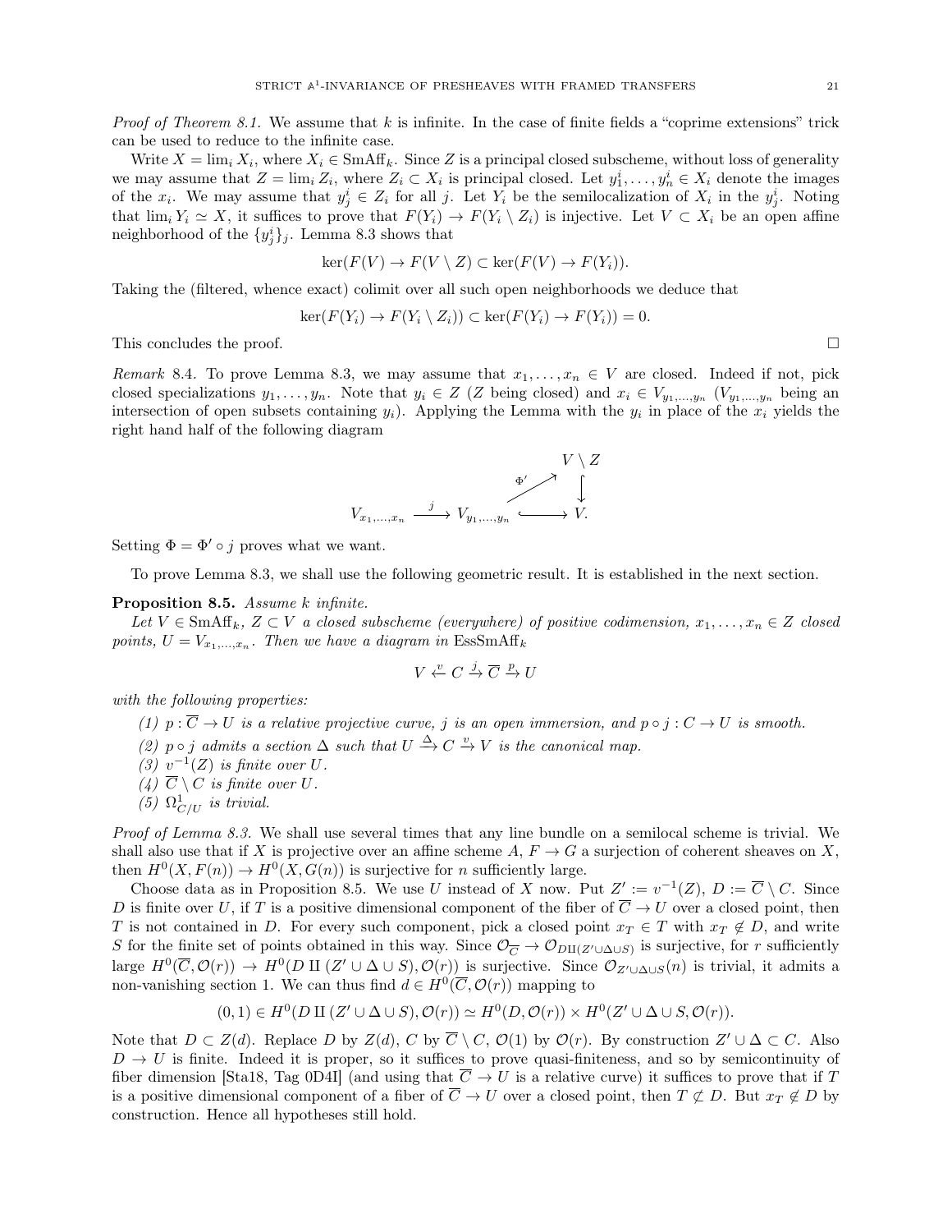*Proof of Theorem 8.1.* We assume that $k$ is infinite. In the case of finite fields a "coprime extensions" trick can be used to reduce to the infinite case.

Write $X = \lim_i X_i$, where $X_i \in \mathrm{SmAff}_k$. Since $Z$ is a principal closed subscheme, without loss of generality we may assume that $Z = \lim_i Z_i$, where $Z_i \subset X_i$ is principal closed. Let $y_1^i, \ldots, y_n^i \in X_i$ denote the images of the $x_i$. We may assume that $y_j^i \in Z_i$ for all $j$. Let $Y_i$ be the semilocalization of $X_i$ in the $y_j^i$. Noting that $\lim_i Y_i \simeq X$, it suffices to prove that $F(Y_i) \to F(Y_i \setminus Z_i)$ is injective. Let $V \subset X_i$ be an open affine neighborhood of the $\{y_j^i\}_j$. Lemma 8.3 shows that

$$\ker(F(V) \to F(V \setminus Z) \subset \ker(F(V) \to F(Y_i)).$$

Taking the (filtered, whence exact) colimit over all such open neighborhoods we deduce that

$$\ker(F(Y_i) \to F(Y_i \setminus Z_i)) \subset \ker(F(Y_i) \to F(Y_i)) = 0.$$

This concludes the proof. $\square$

*Remark* 8.4. To prove Lemma 8.3, we may assume that $x_1, \ldots, x_n \in V$ are closed. Indeed if not, pick closed specializations $y_1, \ldots, y_n$. Note that $y_i \in Z$ ($Z$ being closed) and $x_i \in V_{y_1,\ldots,y_n}$ ($V_{y_1,\ldots,y_n}$ being an intersection of open subsets containing $y_i$). Applying the Lemma with the $y_i$ in place of the $x_i$ yields the right hand half of the following diagram

$$\begin{array}{ccccc} & & & & V \setminus Z \\ & & & \overset{\Phi'}{\nearrow} & \downarrow \\ V_{x_1,\ldots,x_n} & \xrightarrow{j} & V_{y_1,\ldots,y_n} & \hookrightarrow & V. \end{array}$$

Setting $\Phi = \Phi' \circ j$ proves what we want.

To prove Lemma 8.3, we shall use the following geometric result. It is established in the next section.

**Proposition 8.5.** *Assume $k$ infinite.*

*Let $V \in \mathrm{SmAff}_k$, $Z \subset V$ a closed subscheme (everywhere) of positive codimension, $x_1, \ldots, x_n \in Z$ closed points, $U = V_{x_1,\ldots,x_n}$. Then we have a diagram in* $\mathrm{EssSmAff}_k$

$$V \overset{v}{\leftarrow} C \overset{j}{\to} \overline{C} \overset{p}{\to} U$$

*with the following properties:*

1. *$p : \overline{C} \to U$ is a relative projective curve, $j$ is an open immersion, and $p \circ j : C \to U$ is smooth.*
2. *$p \circ j$ admits a section $\Delta$ such that $U \overset{\Delta}{\to} C \overset{v}{\to} V$ is the canonical map.*
3. *$v^{-1}(Z)$ is finite over $U$.*
4. *$\overline{C} \setminus C$ is finite over $U$.*
5. *$\Omega^1_{C/U}$ is trivial.*

*Proof of Lemma 8.3.* We shall use several times that any line bundle on a semilocal scheme is trivial. We shall also use that if $X$ is projective over an affine scheme $A$, $F \to G$ a surjection of coherent sheaves on $X$, then $H^0(X, F(n)) \to H^0(X, G(n))$ is surjective for $n$ sufficiently large.

Choose data as in Proposition 8.5. We use $U$ instead of $X$ now. Put $Z' := v^{-1}(Z)$, $D := \overline{C} \setminus C$. Since $D$ is finite over $U$, if $T$ is a positive dimensional component of the fiber of $\overline{C} \to U$ over a closed point, then $T$ is not contained in $D$. For every such component, pick a closed point $x_T \in T$ with $x_T \notin D$, and write $S$ for the finite set of points obtained in this way. Since $\mathcal{O}_{\overline{C}} \to \mathcal{O}_{D \amalg (Z' \cup \Delta \cup S)}$ is surjective, for $r$ sufficiently large $H^0(\overline{C}, \mathcal{O}(r)) \to H^0(D \amalg (Z' \cup \Delta \cup S), \mathcal{O}(r))$ is surjective. Since $\mathcal{O}_{Z' \cup \Delta \cup S}(n)$ is trivial, it admits a non-vanishing section 1. We can thus find $d \in H^0(\overline{C}, \mathcal{O}(r))$ mapping to

$$(0, 1) \in H^0(D \amalg (Z' \cup \Delta \cup S), \mathcal{O}(r)) \simeq H^0(D, \mathcal{O}(r)) \times H^0(Z' \cup \Delta \cup S, \mathcal{O}(r)).$$

Note that $D \subset Z(d)$. Replace $D$ by $Z(d)$, $C$ by $\overline{C} \setminus C$, $\mathcal{O}(1)$ by $\mathcal{O}(r)$. By construction $Z' \cup \Delta \subset C$. Also $D \to U$ is finite. Indeed it is proper, so it suffices to prove quasi-finiteness, and so by semicontinuity of fiber dimension [Sta18, Tag 0D4I] (and using that $\overline{C} \to U$ is a relative curve) it suffices to prove that if $T$ is a positive dimensional component of a fiber of $\overline{C} \to U$ over a closed point, then $T \not\subset D$. But $x_T \notin D$ by construction. Hence all hypotheses still hold.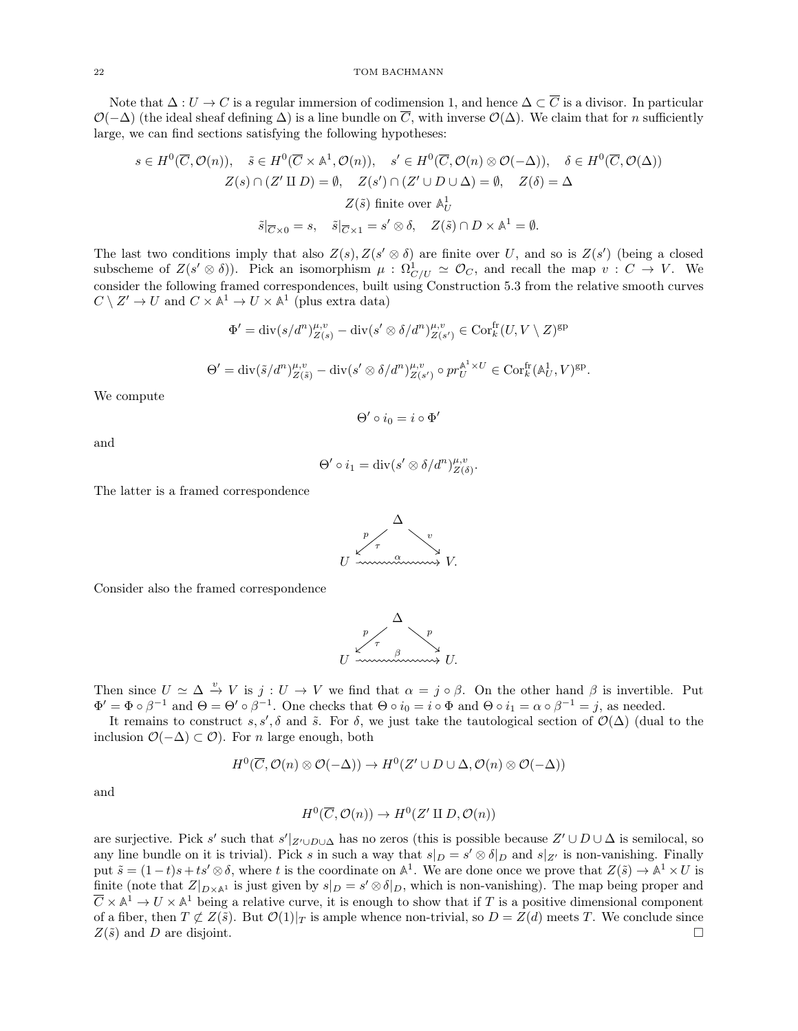Note that $\Delta : U \to C$ is a regular immersion of codimension 1, and hence $\Delta \subset \overline{C}$ is a divisor. In particular $\mathcal{O}(-\Delta)$ (the ideal sheaf defining $\Delta$) is a line bundle on $\overline{C}$, with inverse $\mathcal{O}(\Delta)$. We claim that for $n$ sufficiently large, we can find sections satisfying the following hypotheses:

$$s \in H^0(\overline{C}, \mathcal{O}(n)), \quad \tilde{s} \in H^0(\overline{C} \times \mathbb{A}^1, \mathcal{O}(n)), \quad s' \in H^0(\overline{C}, \mathcal{O}(n) \otimes \mathcal{O}(-\Delta)), \quad \delta \in H^0(\overline{C}, \mathcal{O}(\Delta))$$

$$Z(s) \cap (Z' \amalg D) = \emptyset, \quad Z(s') \cap (Z' \cup D \cup \Delta) = \emptyset, \quad Z(\delta) = \Delta$$

$$Z(\tilde{s}) \text{ finite over } \mathbb{A}^1_U$$

$$\tilde{s}|_{\overline{C} \times 0} = s, \quad \tilde{s}|_{\overline{C} \times 1} = s' \otimes \delta, \quad Z(\tilde{s}) \cap D \times \mathbb{A}^1 = \emptyset.$$

The last two conditions imply that also $Z(s), Z(s' \otimes \delta)$ are finite over $U$, and so is $Z(s')$ (being a closed subscheme of $Z(s' \otimes \delta)$). Pick an isomorphism $\mu : \Omega^1_{C/U} \simeq \mathcal{O}_C$, and recall the map $v : C \to V$. We consider the following framed correspondences, built using Construction 5.3 from the relative smooth curves $C \setminus Z' \to U$ and $C \times \mathbb{A}^1 \to U \times \mathbb{A}^1$ (plus extra data)

$$\Phi' = \mathrm{div}(s/d^n)^{\mu,v}_{Z(s)} - \mathrm{div}(s' \otimes \delta/d^n)^{\mu,v}_{Z(s')} \in \mathrm{Cor}^{\mathrm{fr}}_k(U, V \setminus Z)^{\mathrm{gp}}$$

$$\Theta' = \mathrm{div}(\tilde{s}/d^n)^{\mu,v}_{Z(\tilde{s})} - \mathrm{div}(s' \otimes \delta/d^n)^{\mu,v}_{Z(s')} \circ pr_U^{\mathbb{A}^1 \times U} \in \mathrm{Cor}^{\mathrm{fr}}_k(\mathbb{A}^1_U, V)^{\mathrm{gp}}.$$

We compute

$$\Theta' \circ i_0 = i \circ \Phi'$$

and

$$\Theta' \circ i_1 = \mathrm{div}(s' \otimes \delta/d^n)^{\mu,v}_{Z(\delta)}.$$

The latter is a framed correspondence

$$\begin{array}{ccccc} & & \Delta & & \\ & \overset{p}{\swarrow} \; \tau & & \searrow^{v} & \\ U & & \overset{\alpha}{\rightsquigarrow} & & V. \end{array}$$

Consider also the framed correspondence

$$\begin{array}{ccccc} & & \Delta & & \\ & \overset{p}{\swarrow} \; \tau & & \searrow^{p} & \\ U & & \overset{\beta}{\rightsquigarrow} & & U. \end{array}$$

Then since $U \simeq \Delta \xrightarrow{v} V$ is $j : U \to V$ we find that $\alpha = j \circ \beta$. On the other hand $\beta$ is invertible. Put $\Phi' = \Phi \circ \beta^{-1}$ and $\Theta = \Theta' \circ \beta^{-1}$. One checks that $\Theta \circ i_0 = i \circ \Phi$ and $\Theta \circ i_1 = \alpha \circ \beta^{-1} = j$, as needed.

It remains to construct $s, s', \delta$ and $\tilde{s}$. For $\delta$, we just take the tautological section of $\mathcal{O}(\Delta)$ (dual to the inclusion $\mathcal{O}(-\Delta) \subset \mathcal{O}$). For $n$ large enough, both

$$H^0(\overline{C}, \mathcal{O}(n) \otimes \mathcal{O}(-\Delta)) \to H^0(Z' \cup D \cup \Delta, \mathcal{O}(n) \otimes \mathcal{O}(-\Delta))$$

and

$$H^0(\overline{C}, \mathcal{O}(n)) \to H^0(Z' \amalg D, \mathcal{O}(n))$$

are surjective. Pick $s'$ such that $s'|_{Z' \cup D \cup \Delta}$ has no zeros (this is possible because $Z' \cup D \cup \Delta$ is semilocal, so any line bundle on it is trivial). Pick $s$ in such a way that $s|_D = s' \otimes \delta|_D$ and $s|_{Z'}$ is non-vanishing. Finally put $\tilde{s} = (1-t)s + ts' \otimes \delta$, where $t$ is the coordinate on $\mathbb{A}^1$. We are done once we prove that $Z(\tilde{s}) \to \mathbb{A}^1 \times U$ is finite (note that $Z|_{D \times \mathbb{A}^1}$ is just given by $s|_D = s' \otimes \delta|_D$, which is non-vanishing). The map being proper and $\overline{C} \times \mathbb{A}^1 \to U \times \mathbb{A}^1$ being a relative curve, it is enough to show that if $T$ is a positive dimensional component of a fiber, then $T \not\subset Z(\tilde{s})$. But $\mathcal{O}(1)|_T$ is ample whence non-trivial, so $D = Z(d)$ meets $T$. We conclude since $Z(\tilde{s})$ and $D$ are disjoint. $\square$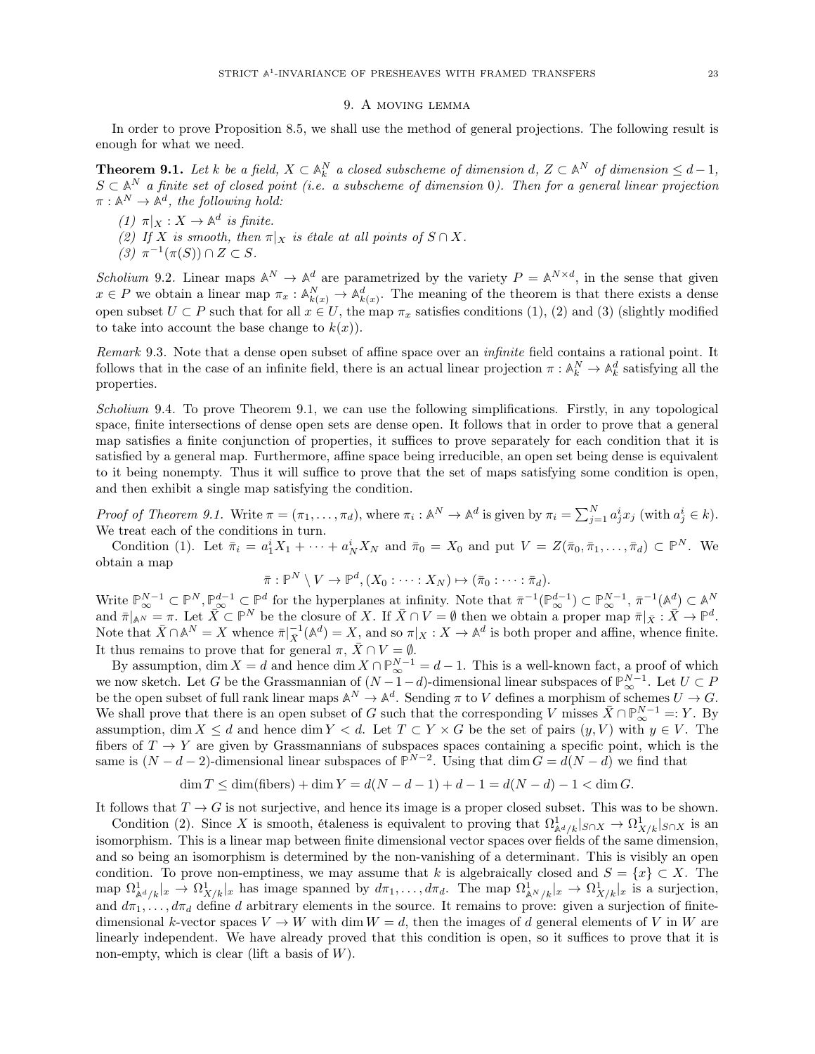## 9. A moving lemma

In order to prove Proposition 8.5, we shall use the method of general projections. The following result is enough for what we need.

**Theorem 9.1.** *Let $k$ be a field, $X \subset \mathbb{A}^N_k$ a closed subscheme of dimension $d$, $Z \subset \mathbb{A}^N$ of dimension $\le d-1$, $S \subset \mathbb{A}^N$ a finite set of closed point (i.e. a subscheme of dimension 0). Then for a general linear projection $\pi : \mathbb{A}^N \to \mathbb{A}^d$, the following hold:*

*(1) $\pi|_X : X \to \mathbb{A}^d$ is finite.*

*(2) If $X$ is smooth, then $\pi|_X$ is étale at all points of $S \cap X$.*

*(3) $\pi^{-1}(\pi(S)) \cap Z \subset S$.*

*Scholium* 9.2. Linear maps $\mathbb{A}^N \to \mathbb{A}^d$ are parametrized by the variety $P = \mathbb{A}^{N \times d}$, in the sense that given $x \in P$ we obtain a linear map $\pi_x : \mathbb{A}^N_{k(x)} \to \mathbb{A}^d_{k(x)}$. The meaning of the theorem is that there exists a dense open subset $U \subset P$ such that for all $x \in U$, the map $\pi_x$ satisfies conditions (1), (2) and (3) (slightly modified to take into account the base change to $k(x)$).

*Remark* 9.3. Note that a dense open subset of affine space over an *infinite* field contains a rational point. It follows that in the case of an infinite field, there is an actual linear projection $\pi : \mathbb{A}^N_k \to \mathbb{A}^d_k$ satisfying all the properties.

*Scholium* 9.4. To prove Theorem 9.1, we can use the following simplifications. Firstly, in any topological space, finite intersections of dense open sets are dense open. It follows that in order to prove that a general map satisfies a finite conjunction of properties, it suffices to prove separately for each condition that it is satisfied by a general map. Furthermore, affine space being irreducible, an open set being dense is equivalent to it being nonempty. Thus it will suffice to prove that the set of maps satisfying some condition is open, and then exhibit a single map satisfying the condition.

*Proof of Theorem 9.1.* Write $\pi = (\pi_1, \dots, \pi_d)$, where $\pi_i : \mathbb{A}^N \to \mathbb{A}^d$ is given by $\pi_i = \sum_{j=1}^N a^i_j x_j$ (with $a^i_j \in k$). We treat each of the conditions in turn.

Condition (1). Let $\bar\pi_i = a^i_1 X_1 + \dots + a^i_N X_N$ and $\bar\pi_0 = X_0$ and put $V = Z(\bar\pi_0, \bar\pi_1, \dots, \bar\pi_d) \subset \mathbb{P}^N$. We obtain a map

$$\bar\pi : \mathbb{P}^N \setminus V \to \mathbb{P}^d, (X_0 : \dots : X_N) \mapsto (\bar\pi_0 : \dots : \bar\pi_d).$$

Write $\mathbb{P}^{N-1}_\infty \subset \mathbb{P}^N, \mathbb{P}^{d-1}_\infty \subset \mathbb{P}^d$ for the hyperplanes at infinity. Note that $\bar\pi^{-1}(\mathbb{P}^{d-1}_\infty) \subset \mathbb{P}^{N-1}_\infty$, $\bar\pi^{-1}(\mathbb{A}^d) \subset \mathbb{A}^N$ and $\bar\pi|_{\mathbb{A}^N} = \pi$. Let $\bar X \subset \mathbb{P}^N$ be the closure of $X$. If $\bar X \cap V = \emptyset$ then we obtain a proper map $\bar\pi|_{\bar X} : \bar X \to \mathbb{P}^d$. Note that $\bar X \cap \mathbb{A}^N = X$ whence $\bar\pi|_{\bar X}^{-1}(\mathbb{A}^d) = X$, and so $\pi|_X : X \to \mathbb{A}^d$ is both proper and affine, whence finite. It thus remains to prove that for general $\pi$, $\bar X \cap V = \emptyset$.

By assumption, $\dim X = d$ and hence $\dim X \cap \mathbb{P}^{N-1}_\infty = d-1$. This is a well-known fact, a proof of which we now sketch. Let $G$ be the Grassmannian of $(N-1-d)$-dimensional linear subspaces of $\mathbb{P}^{N-1}_\infty$. Let $U \subset P$ be the open subset of full rank linear maps $\mathbb{A}^N \to \mathbb{A}^d$. Sending $\pi$ to $V$ defines a morphism of schemes $U \to G$. We shall prove that there is an open subset of $G$ such that the corresponding $V$ misses $\bar X \cap \mathbb{P}^{N-1}_\infty =: Y$. By assumption, $\dim X \le d$ and hence $\dim Y < d$. Let $T \subset Y \times G$ be the set of pairs $(y, V)$ with $y \in V$. The fibers of $T \to Y$ are given by Grassmannians of subspaces spaces containing a specific point, which is the same is $(N-d-2)$-dimensional linear subspaces of $\mathbb{P}^{N-2}$. Using that $\dim G = d(N-d)$ we find that

$$\dim T \le \dim(\text{fibers}) + \dim Y = d(N-d-1) + d - 1 = d(N-d) - 1 < \dim G.$$

It follows that $T \to G$ is not surjective, and hence its image is a proper closed subset. This was to be shown.

Condition (2). Since $X$ is smooth, étaleness is equivalent to proving that $\Omega^1_{\mathbb{A}^d/k}|_{S\cap X} \to \Omega^1_{X/k}|_{S \cap X}$ is an isomorphism. This is a linear map between finite dimensional vector spaces over fields of the same dimension, and so being an isomorphism is determined by the non-vanishing of a determinant. This is visibly an open condition. To prove non-emptiness, we may assume that $k$ is algebraically closed and $S = \{x\} \subset X$. The map $\Omega^1_{\mathbb{A}^d/k}|_x \to \Omega^1_{X/k}|_x$ has image spanned by $d\pi_1, \dots, d\pi_d$. The map $\Omega^1_{\mathbb{A}^N/k}|_x \to \Omega^1_{X/k}|_x$ is a surjection, and $d\pi_1, \dots, d\pi_d$ define $d$ arbitrary elements in the source. It remains to prove: given a surjection of finite-dimensional $k$-vector spaces $V \to W$ with $\dim W = d$, then the images of $d$ general elements of $V$ in $W$ are linearly independent. We have already proved that this condition is open, so it suffices to prove that it is non-empty, which is clear (lift a basis of $W$).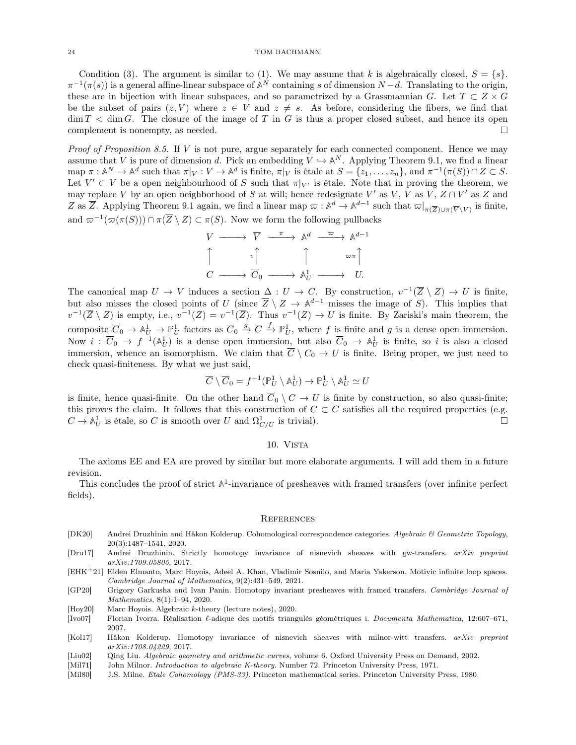Condition (3). The argument is similar to (1). We may assume that $k$ is algebraically closed, $S = \{s\}$. $\pi^{-1}(\pi(s))$ is a general affine-linear subspace of $\mathbb{A}^N$ containing $s$ of dimension $N-d$. Translating to the origin, these are in bijection with linear subspaces, and so parametrized by a Grassmannian $G$. Let $T \subset Z \times G$ be the subset of pairs $(z, V)$ where $z \in V$ and $z \neq s$. As before, considering the fibers, we find that $\dim T < \dim G$. The closure of the image of $T$ in $G$ is thus a proper closed subset, and hence its open complement is nonempty, as needed. □

*Proof of Proposition 8.5.* If $V$ is not pure, argue separately for each connected component. Hence we may assume that $V$ is pure of dimension $d$. Pick an embedding $V \hookrightarrow \mathbb{A}^N$. Applying Theorem 9.1, we find a linear map $\pi : \mathbb{A}^N \to \mathbb{A}^d$ such that $\pi|_V : V \to \mathbb{A}^d$ is finite, $\pi|_V$ is étale at $S = \{z_1, \ldots, z_n\}$, and $\pi^{-1}(\pi(S)) \cap Z \subset S$. Let $V' \subset V$ be a open neighbourhood of $S$ such that $\pi|_{V'}$ is étale. Note that in proving the theorem, we may replace $V$ by an open neighborhood of $S$ at will; hence redesignate $V'$ as $V$, $V$ as $\overline{V}$, $Z \cap V'$ as $Z$ and $Z$ as $\overline{Z}$. Applying Theorem 9.1 again, we find a linear map $\varpi : \mathbb{A}^d \to \mathbb{A}^{d-1}$ such that $\varpi|_{\pi(\overline{Z}) \cup \pi(\overline{V} \setminus V)}$ is finite, and $\varpi^{-1}(\varpi(\pi(S))) \cap \pi(\overline{Z} \setminus Z) \subset \pi(S)$. Now we form the following pullbacks

$$\begin{array}{ccccccc}
V & \longrightarrow & \overline{V} & \xrightarrow{\pi} & \mathbb{A}^d & \xrightarrow{\varpi} & \mathbb{A}^{d-1} \\
\uparrow & & {\scriptstyle v}\uparrow & & \uparrow & & {\scriptstyle \varpi\pi}\uparrow \\
C & \longrightarrow & \overline{C}_0 & \longrightarrow & \mathbb{A}^1_U & \longrightarrow & U.
\end{array}$$

The canonical map $U \to V$ induces a section $\Delta : U \to C$. By construction, $v^{-1}(\overline{Z} \setminus Z) \to U$ is finite, but also misses the closed points of $U$ (since $\overline{Z} \setminus Z \to \mathbb{A}^{d-1}$ misses the image of $S$). This implies that $v^{-1}(\overline{Z} \setminus Z)$ is empty, i.e., $v^{-1}(Z) = v^{-1}(\overline{Z})$. Thus $v^{-1}(Z) \to U$ is finite. By Zariski's main theorem, the composite $\overline{C}_0 \to \mathbb{A}^1_U \to \mathbb{P}^1_U$ factors as $\overline{C}_0 \xrightarrow{g} \overline{C} \xrightarrow{f} \mathbb{P}^1_U$, where $f$ is finite and $g$ is a dense open immersion. Now $i : \overline{C}_0 \to f^{-1}(\mathbb{A}^1_U)$ is a dense open immersion, but also $\overline{C}_0 \to \mathbb{A}^1_U$ is finite, so $i$ is also a closed immersion, whence an isomorphism. We claim that $\overline{C} \setminus C_0 \to U$ is finite. Being proper, we just need to check quasi-finiteness. By what we just said,

$$\overline{C} \setminus \overline{C}_0 = f^{-1}(\mathbb{P}^1_U \setminus \mathbb{A}^1_U) \to \mathbb{P}^1_U \setminus \mathbb{A}^1_U \simeq U$$

is finite, hence quasi-finite. On the other hand $\overline{C}_0 \setminus C \to U$ is finite by construction, so also quasi-finite; this proves the claim. It follows that this construction of $C \subset \overline{C}$ satisfies all the required properties (e.g. $C \to \mathbb{A}^1_U$ is étale, so $C$ is smooth over $U$ and $\Omega^1_{C/U}$ is trivial). □

## 10. Vista

The axioms EE and EA are proved by similar but more elaborate arguments. I will add them in a future revision.

This concludes the proof of strict $\mathbb{A}^1$-invariance of presheaves with framed transfers (over infinite perfect fields).

## References

- [DK20] Andrei Druzhinin and Håkon Kolderup. Cohomological correspondence categories. *Algebraic & Geometric Topology*, 20(3):1487–1541, 2020.
- [Dru17] Andrei Druzhinin. Strictly homotopy invariance of nisnevich sheaves with gw-transfers. *arXiv preprint arXiv:1709.05805*, 2017.
- [EHK+21] Elden Elmanto, Marc Hoyois, Adeel A. Khan, Vladimir Sosnilo, and Maria Yakerson. Motivic infinite loop spaces. *Cambridge Journal of Mathematics*, 9(2):431–549, 2021.
- [GP20] Grigory Garkusha and Ivan Panin. Homotopy invariant presheaves with framed transfers. *Cambridge Journal of Mathematics*, 8(1):1–94, 2020.
- [Hoy20] Marc Hoyois. Algebraic $k$-theory (lecture notes), 2020.
- [Ivo07] Florian Ivorra. Réalisation $\ell$-adique des motifs triangulés géométriques i. *Documenta Mathematica*, 12:607–671, 2007.
- [Kol17] Håkon Kolderup. Homotopy invariance of nisnevich sheaves with milnor-witt transfers. *arXiv preprint arXiv:1708.04229*, 2017.
- [Liu02] Qing Liu. *Algebraic geometry and arithmetic curves*, volume 6. Oxford University Press on Demand, 2002.
- [Mil71] John Milnor. *Introduction to algebraic K-theory*. Number 72. Princeton University Press, 1971.
- [Mil80] J.S. Milne. *Etale Cohomology (PMS-33)*. Princeton mathematical series. Princeton University Press, 1980.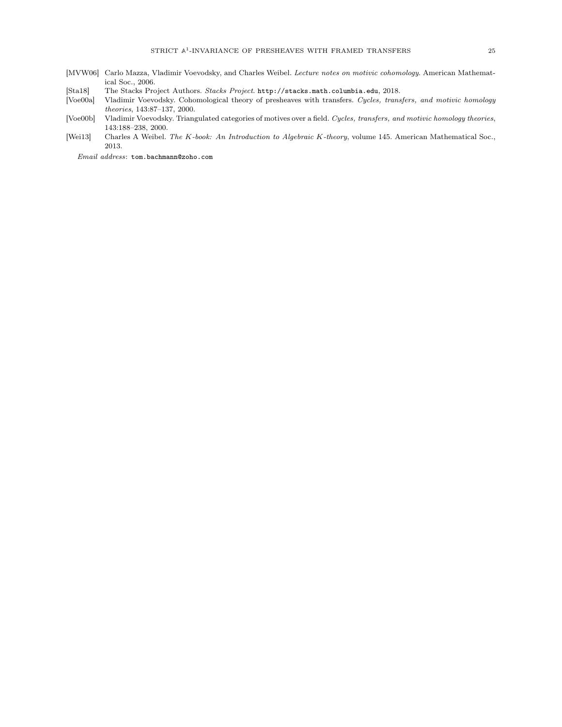[MVW06] Carlo Mazza, Vladimir Voevodsky, and Charles Weibel. *Lecture notes on motivic cohomology*. American Mathematical Soc., 2006.

[Sta18] The Stacks Project Authors. *Stacks Project*. `http://stacks.math.columbia.edu`, 2018.

[Voe00a] Vladimir Voevodsky. Cohomological theory of presheaves with transfers. *Cycles, transfers, and motivic homology theories*, 143:87–137, 2000.

[Voe00b] Vladimir Voevodsky. Triangulated categories of motives over a field. *Cycles, transfers, and motivic homology theories*, 143:188–238, 2000.

[Wei13] Charles A Weibel. *The K-book: An Introduction to Algebraic K-theory*, volume 145. American Mathematical Soc., 2013.

*Email address*: `tom.bachmann@zoho.com`